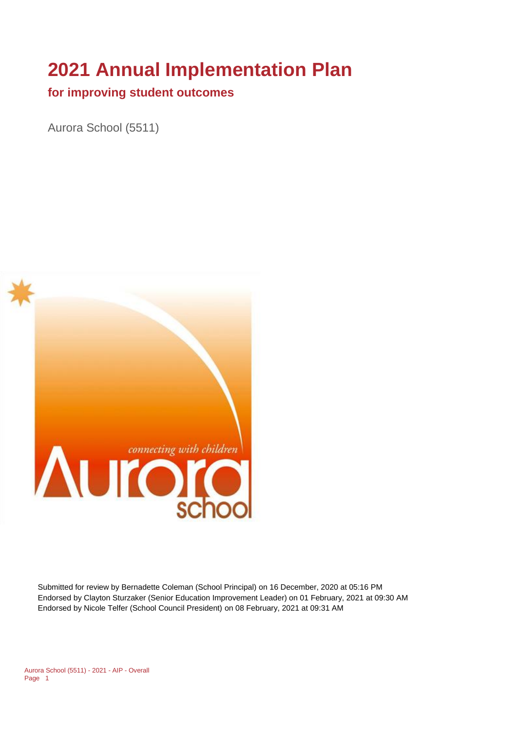# 2021 Annual Implementation Plan

## for improving student outcomes

Aurora School (5511)

Submitted for review by Bernadette Coleman (School Principal) on 16 December, 2020 at 05:16 PM
Endorsed by Clayton Sturzaker (Senior Education Improvement Leader) on 01 February, 2021 at 09:30 AM
Endorsed by Nicole Telfer (School Council President) on 08 February, 2021 at 09:31 AM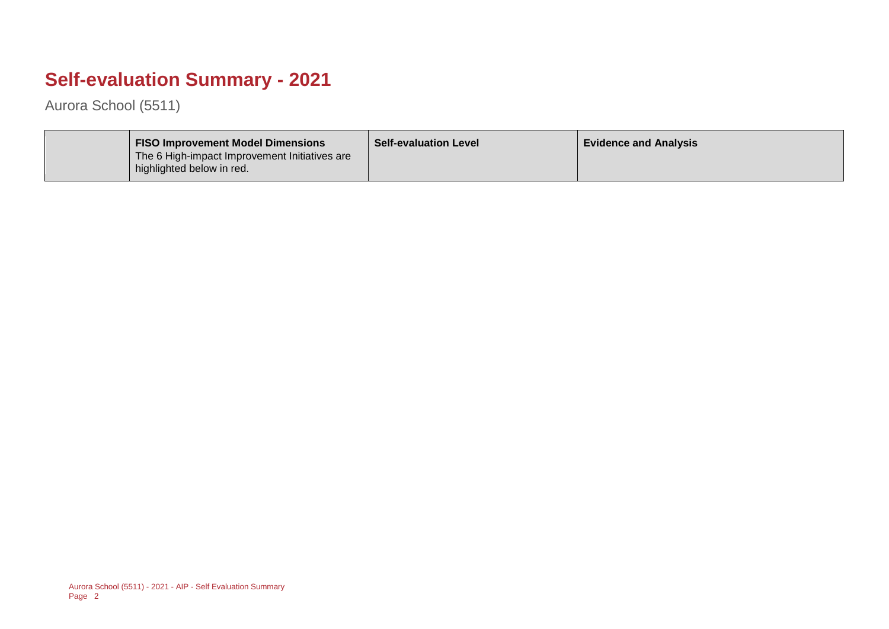# Self-evaluation Summary - 2021

Aurora School (5511)

| | **FISO Improvement Model Dimensions** The 6 High-impact Improvement Initiatives are highlighted below in red. | **Self-evaluation Level** | **Evidence and Analysis** |
|---|---|---|---|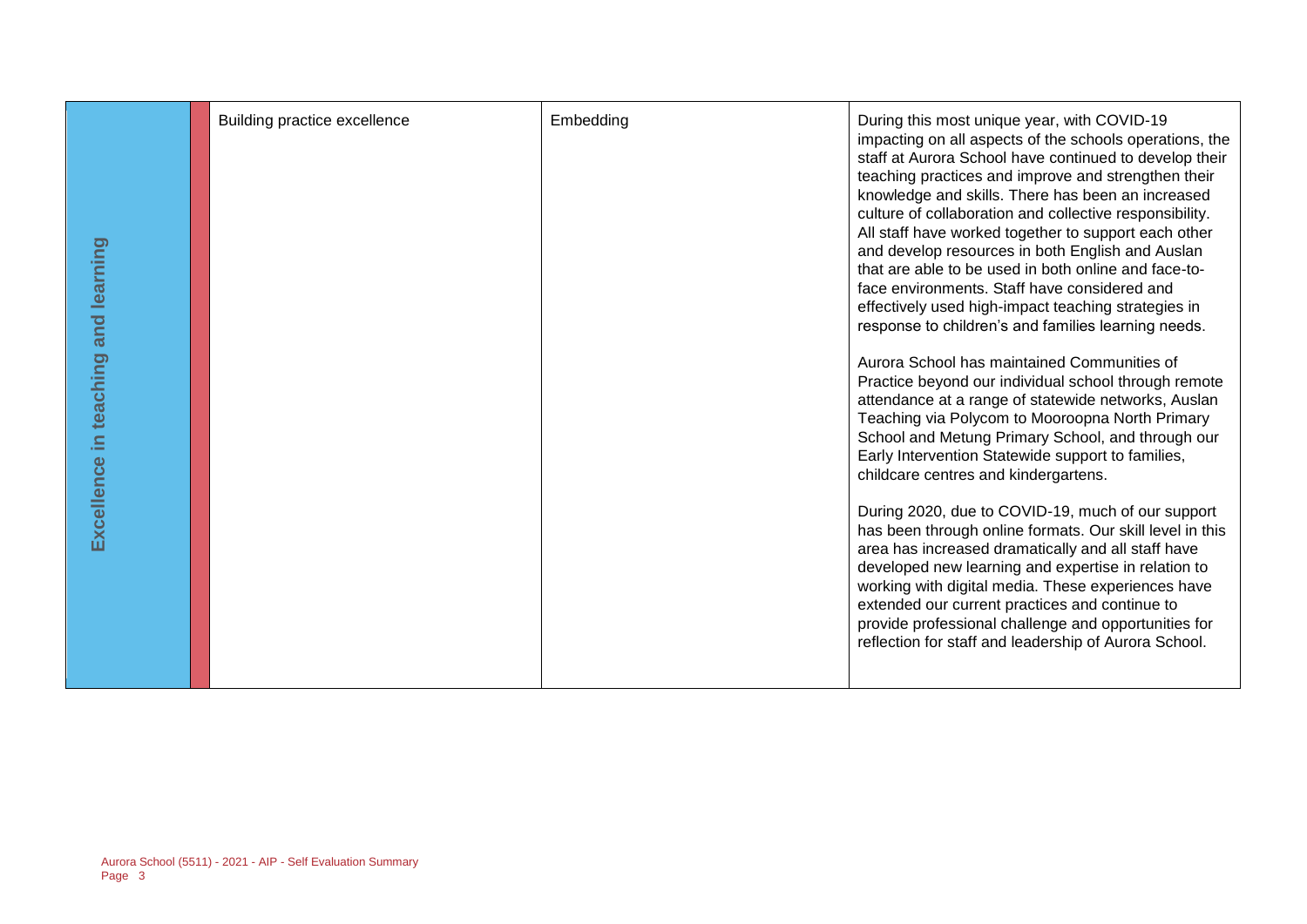| | | | |
|---|---|---|---|
| Excellence in teaching and learning | Building practice excellence | Embedding | During this most unique year, with COVID-19 impacting on all aspects of the schools operations, the staff at Aurora School have continued to develop their teaching practices and improve and strengthen their knowledge and skills. There has been an increased culture of collaboration and collective responsibility. All staff have worked together to support each other and develop resources in both English and Auslan that are able to be used in both online and face-to-face environments. Staff have considered and effectively used high-impact teaching strategies in response to children's and families learning needs.<br><br>Aurora School has maintained Communities of Practice beyond our individual school through remote attendance at a range of statewide networks, Auslan Teaching via Polycom to Mooroopna North Primary School and Metung Primary School, and through our Early Intervention Statewide support to families, childcare centres and kindergartens.<br><br>During 2020, due to COVID-19, much of our support has been through online formats. Our skill level in this area has increased dramatically and all staff have developed new learning and expertise in relation to working with digital media. These experiences have extended our current practices and continue to provide professional challenge and opportunities for reflection for staff and leadership of Aurora School. |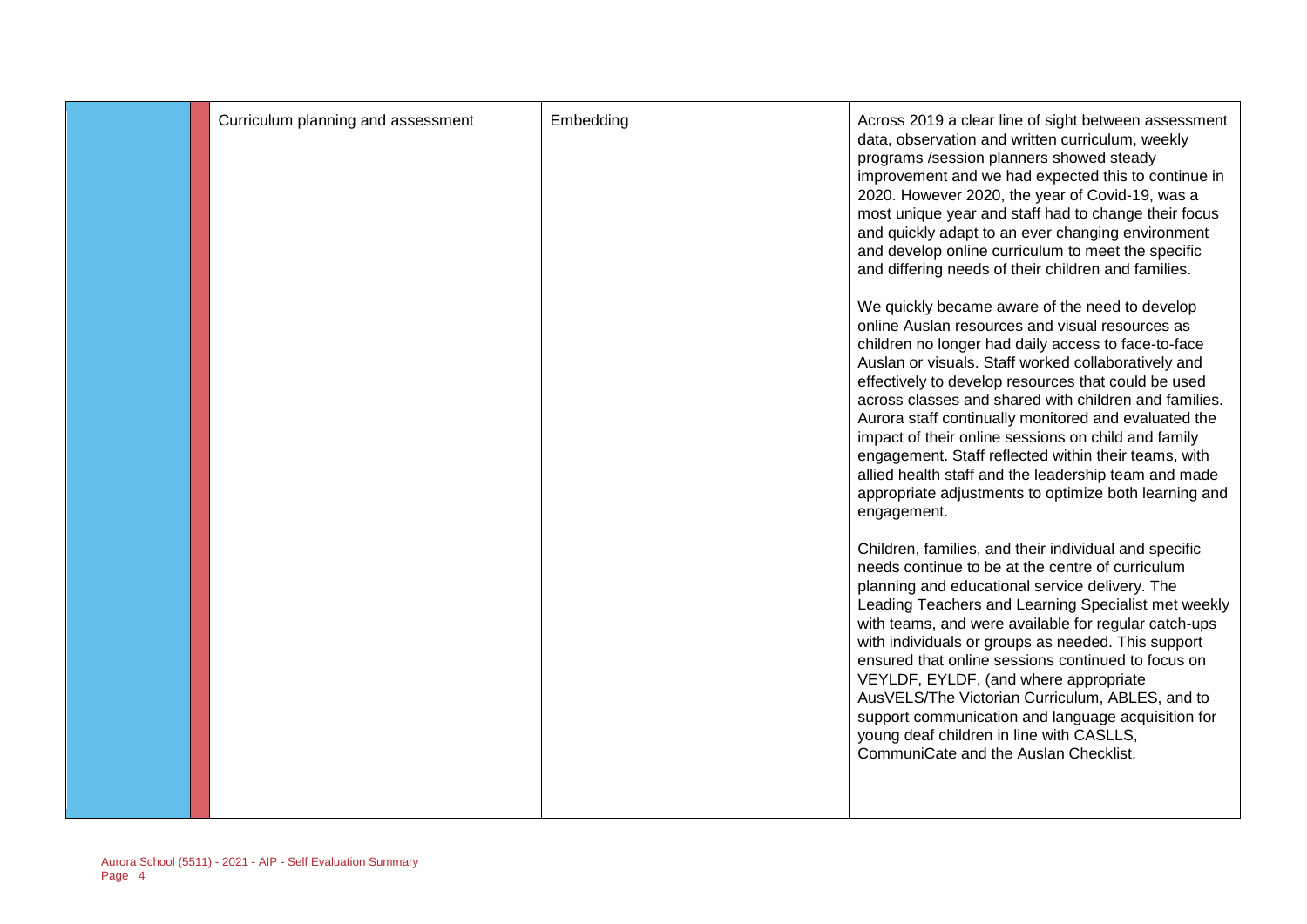| | | Curriculum planning and assessment | Embedding | Across 2019 a clear line of sight between assessment data, observation and written curriculum, weekly programs /session planners showed steady improvement and we had expected this to continue in 2020. However 2020, the year of Covid-19, was a most unique year and staff had to change their focus and quickly adapt to an ever changing environment and develop online curriculum to meet the specific and differing needs of their children and families.<br><br>We quickly became aware of the need to develop online Auslan resources and visual resources as children no longer had daily access to face-to-face Auslan or visuals. Staff worked collaboratively and effectively to develop resources that could be used across classes and shared with children and families. Aurora staff continually monitored and evaluated the impact of their online sessions on child and family engagement. Staff reflected within their teams, with allied health staff and the leadership team and made appropriate adjustments to optimize both learning and engagement.<br><br>Children, families, and their individual and specific needs continue to be at the centre of curriculum planning and educational service delivery. The Leading Teachers and Learning Specialist met weekly with teams, and were available for regular catch-ups with individuals or groups as needed. This support ensured that online sessions continued to focus on VEYLDF, EYLDF, (and where appropriate AusVELS/The Victorian Curriculum, ABLES, and to support communication and language acquisition for young deaf children in line with CASLLS, CommuniCate and the Auslan Checklist. |
|---|---|---|---|---|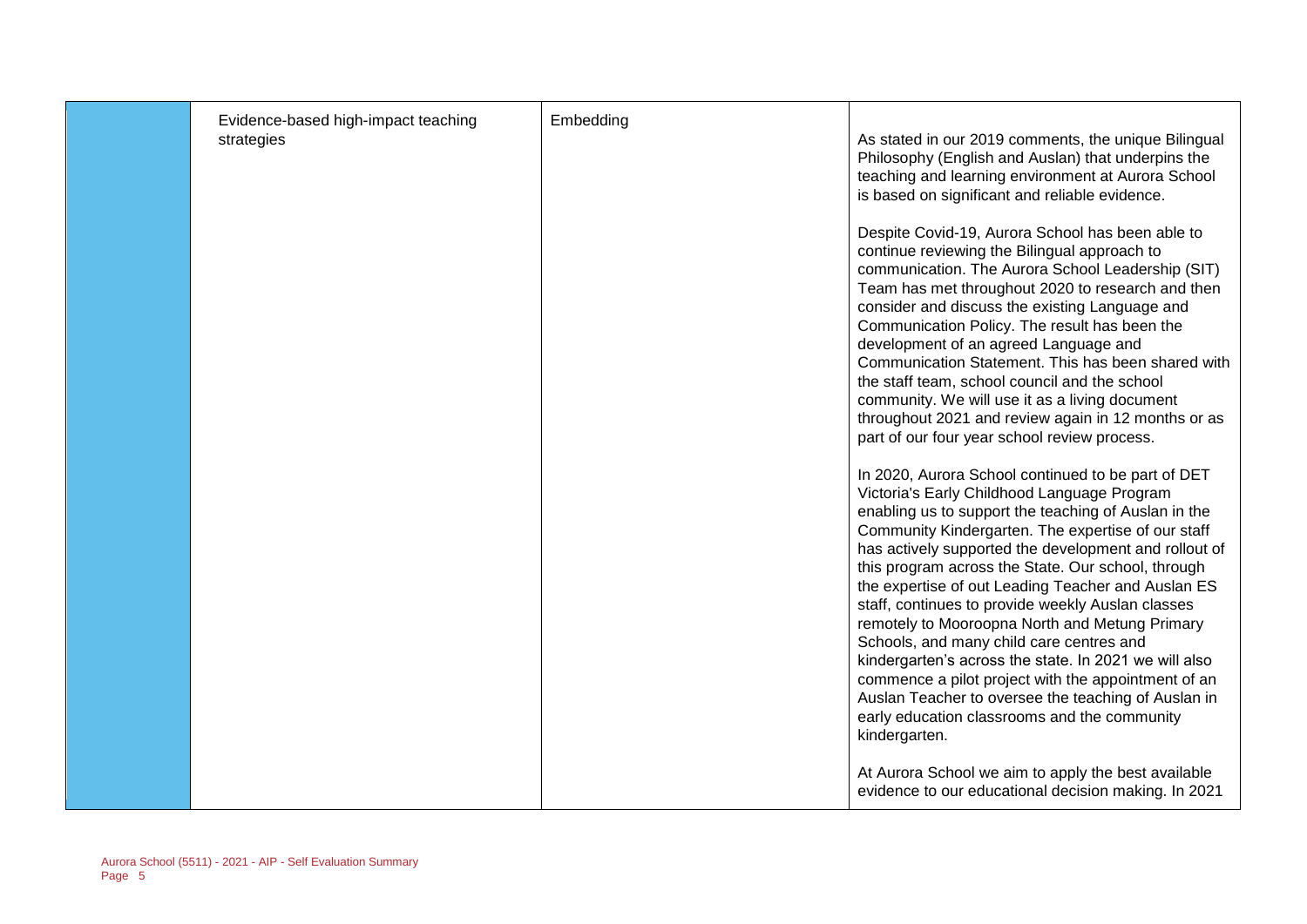| | | | |
|---|---|---|---|
| | Evidence-based high-impact teaching strategies | Embedding | As stated in our 2019 comments, the unique Bilingual Philosophy (English and Auslan) that underpins the teaching and learning environment at Aurora School is based on significant and reliable evidence.<br><br>Despite Covid-19, Aurora School has been able to continue reviewing the Bilingual approach to communication. The Aurora School Leadership (SIT) Team has met throughout 2020 to research and then consider and discuss the existing Language and Communication Policy. The result has been the development of an agreed Language and Communication Statement. This has been shared with the staff team, school council and the school community. We will use it as a living document throughout 2021 and review again in 12 months or as part of our four year school review process.<br><br>In 2020, Aurora School continued to be part of DET Victoria's Early Childhood Language Program enabling us to support the teaching of Auslan in the Community Kindergarten. The expertise of our staff has actively supported the development and rollout of this program across the State. Our school, through the expertise of out Leading Teacher and Auslan ES staff, continues to provide weekly Auslan classes remotely to Mooroopna North and Metung Primary Schools, and many child care centres and kindergarten's across the state. In 2021 we will also commence a pilot project with the appointment of an Auslan Teacher to oversee the teaching of Auslan in early education classrooms and the community kindergarten.<br><br>At Aurora School we aim to apply the best available evidence to our educational decision making. In 2021 |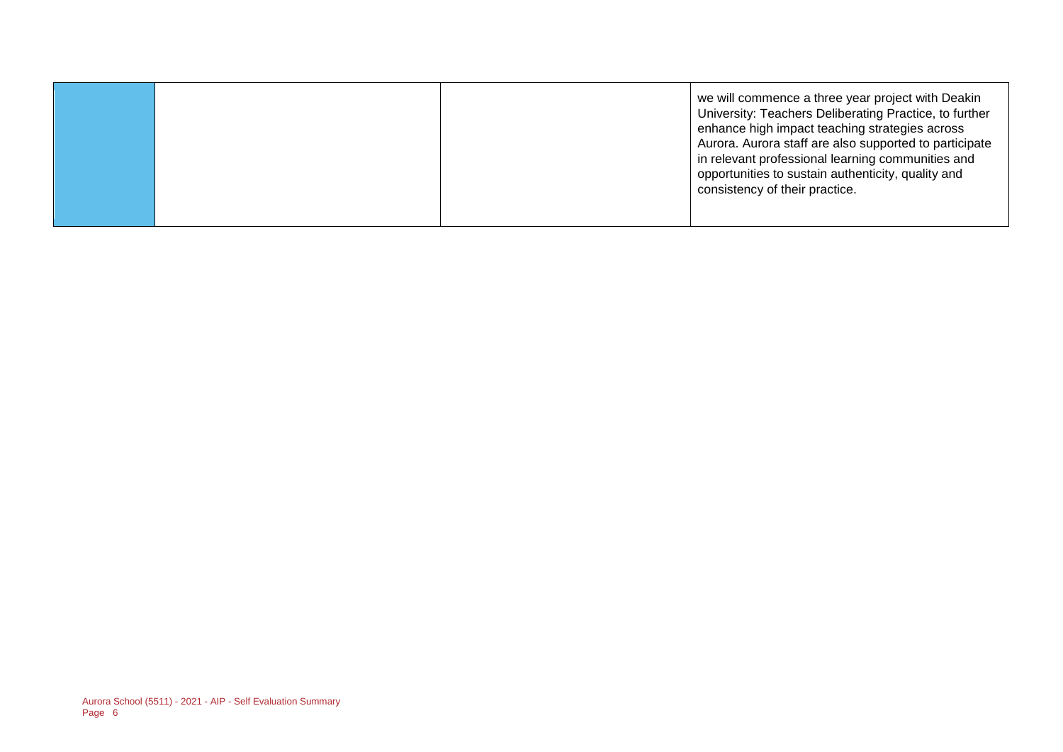| | | | |
|---|---|---|---|
| | | | we will commence a three year project with Deakin University: Teachers Deliberating Practice, to further enhance high impact teaching strategies across Aurora. Aurora staff are also supported to participate in relevant professional learning communities and opportunities to sustain authenticity, quality and consistency of their practice. |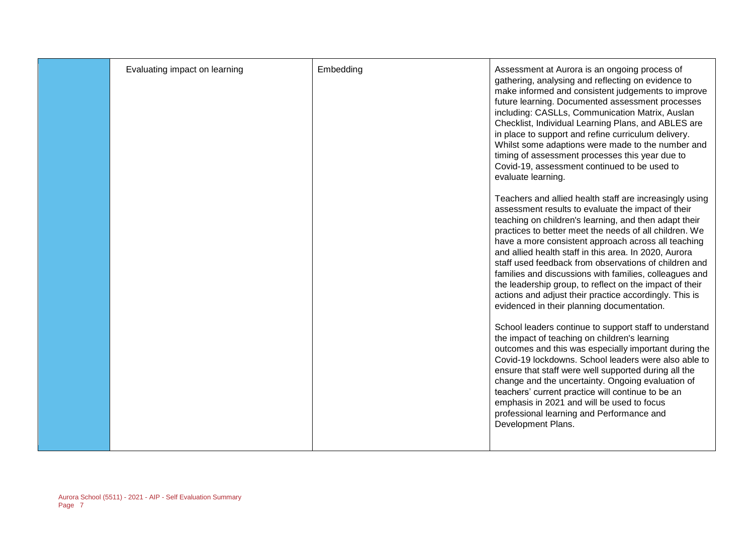|  | Evaluating impact on learning | Embedding | Assessment at Aurora is an ongoing process of gathering, analysing and reflecting on evidence to make informed and consistent judgements to improve future learning. Documented assessment processes including: CASLLs, Communication Matrix, Auslan Checklist, Individual Learning Plans, and ABLES are in place to support and refine curriculum delivery. Whilst some adaptions were made to the number and timing of assessment processes this year due to Covid-19, assessment continued to be used to evaluate learning.<br><br>Teachers and allied health staff are increasingly using assessment results to evaluate the impact of their teaching on children's learning, and then adapt their practices to better meet the needs of all children. We have a more consistent approach across all teaching and allied health staff in this area. In 2020, Aurora staff used feedback from observations of children and families and discussions with families, colleagues and the leadership group, to reflect on the impact of their actions and adjust their practice accordingly. This is evidenced in their planning documentation.<br><br>School leaders continue to support staff to understand the impact of teaching on children's learning outcomes and this was especially important during the Covid-19 lockdowns. School leaders were also able to ensure that staff were well supported during all the change and the uncertainty. Ongoing evaluation of teachers' current practice will continue to be an emphasis in 2021 and will be used to focus professional learning and Performance and Development Plans. |
|---|---|---|---|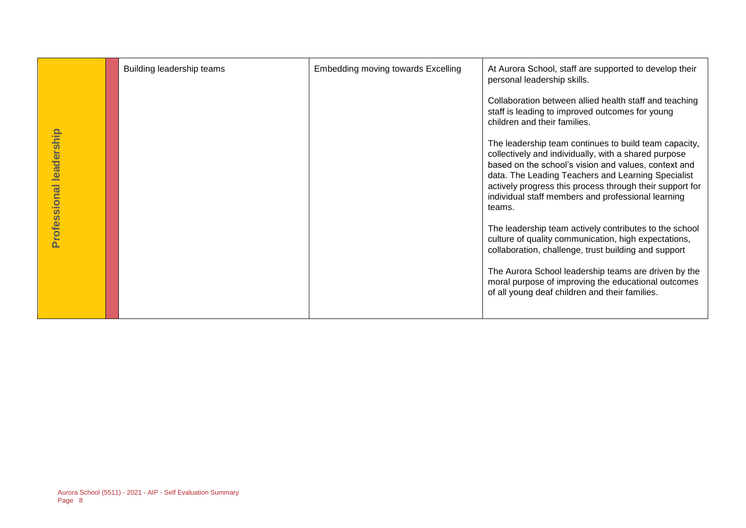| Professional leadership | | Building leadership teams | Embedding moving towards Excelling | At Aurora School, staff are supported to develop their personal leadership skills.<br><br>Collaboration between allied health staff and teaching staff is leading to improved outcomes for young children and their families.<br><br>The leadership team continues to build team capacity, collectively and individually, with a shared purpose based on the school's vision and values, context and data. The Leading Teachers and Learning Specialist actively progress this process through their support for individual staff members and professional learning teams.<br><br>The leadership team actively contributes to the school culture of quality communication, high expectations, collaboration, challenge, trust building and support<br><br>The Aurora School leadership teams are driven by the moral purpose of improving the educational outcomes of all young deaf children and their families. |
|---|---|---|---|---|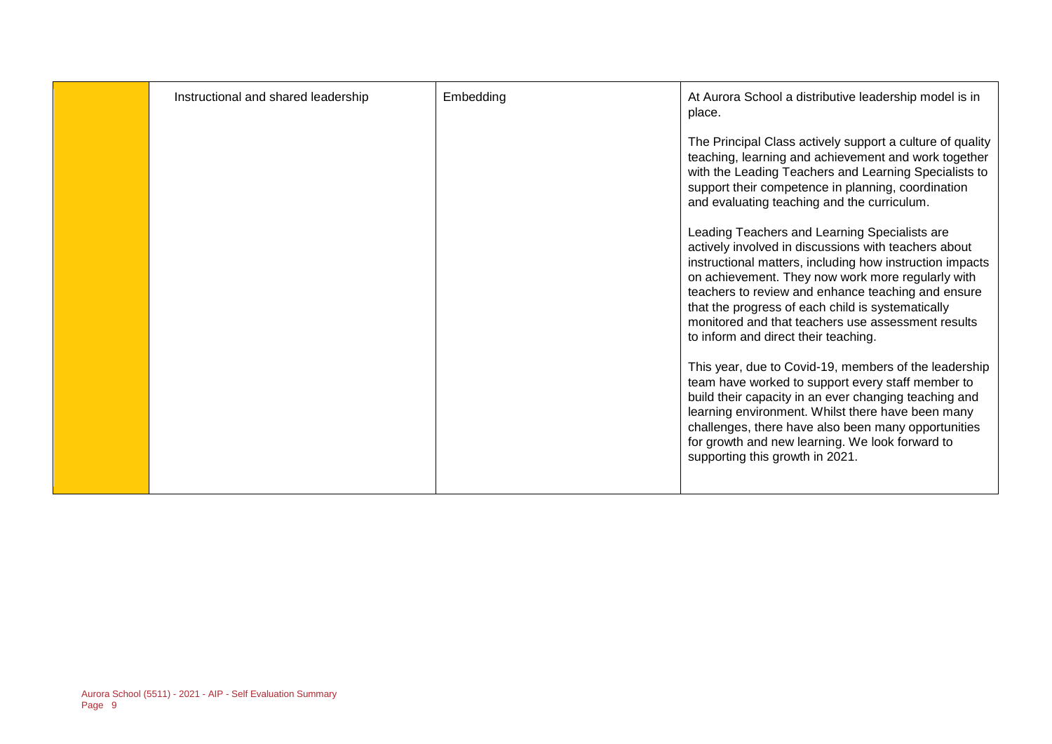|  | Instructional and shared leadership | Embedding | At Aurora School a distributive leadership model is in place.<br><br>The Principal Class actively support a culture of quality teaching, learning and achievement and work together with the Leading Teachers and Learning Specialists to support their competence in planning, coordination and evaluating teaching and the curriculum.<br><br>Leading Teachers and Learning Specialists are actively involved in discussions with teachers about instructional matters, including how instruction impacts on achievement. They now work more regularly with teachers to review and enhance teaching and ensure that the progress of each child is systematically monitored and that teachers use assessment results to inform and direct their teaching.<br><br>This year, due to Covid-19, members of the leadership team have worked to support every staff member to build their capacity in an ever changing teaching and learning environment. Whilst there have been many challenges, there have also been many opportunities for growth and new learning. We look forward to supporting this growth in 2021. |
|---|---|---|---|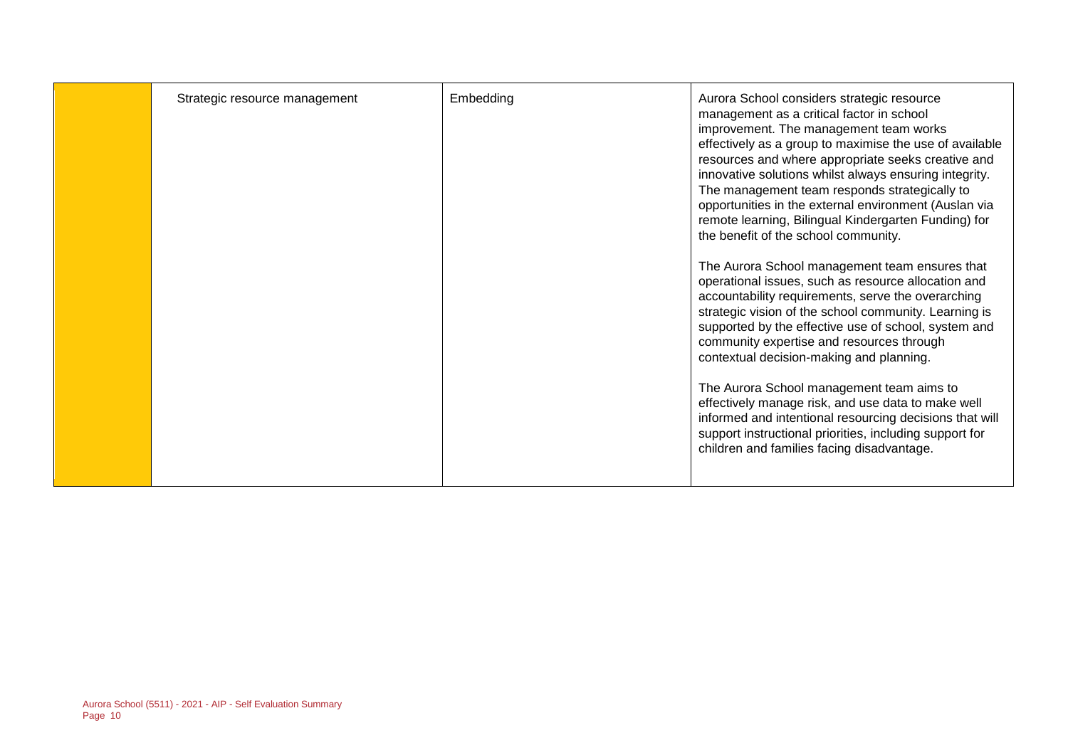|  | Strategic resource management | Embedding | Aurora School considers strategic resource management as a critical factor in school improvement. The management team works effectively as a group to maximise the use of available resources and where appropriate seeks creative and innovative solutions whilst always ensuring integrity. The management team responds strategically to opportunities in the external environment (Auslan via remote learning, Bilingual Kindergarten Funding) for the benefit of the school community.<br><br>The Aurora School management team ensures that operational issues, such as resource allocation and accountability requirements, serve the overarching strategic vision of the school community. Learning is supported by the effective use of school, system and community expertise and resources through contextual decision-making and planning.<br><br>The Aurora School management team aims to effectively manage risk, and use data to make well informed and intentional resourcing decisions that will support instructional priorities, including support for children and families facing disadvantage. |
|---|---|---|---|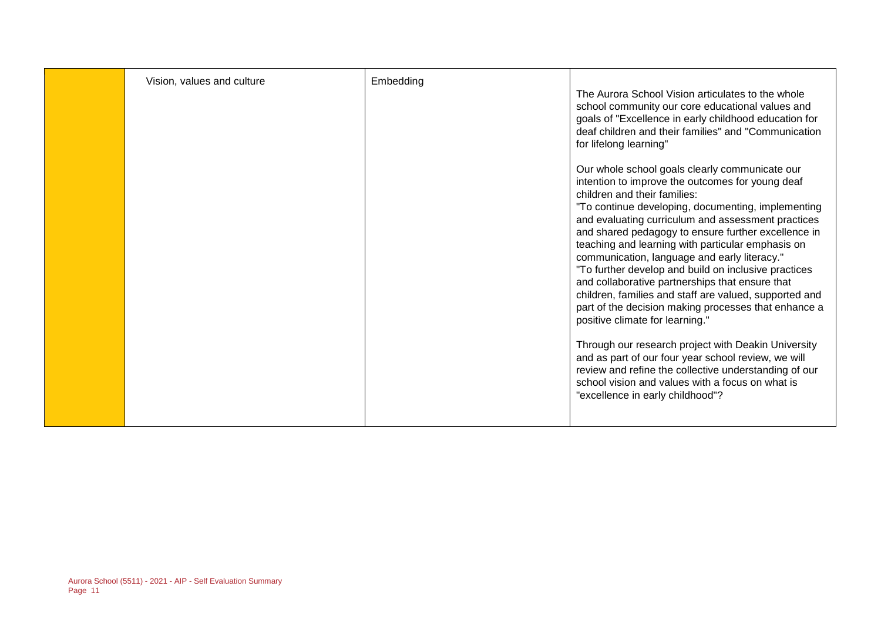|  | Vision, values and culture | Embedding | The Aurora School Vision articulates to the whole school community our core educational values and goals of "Excellence in early childhood education for deaf children and their families" and "Communication for lifelong learning"<br><br>Our whole school goals clearly communicate our intention to improve the outcomes for young deaf children and their families:<br>"To continue developing, documenting, implementing and evaluating curriculum and assessment practices and shared pedagogy to ensure further excellence in teaching and learning with particular emphasis on communication, language and early literacy."<br>"To further develop and build on inclusive practices and collaborative partnerships that ensure that children, families and staff are valued, supported and part of the decision making processes that enhance a positive climate for learning."<br><br>Through our research project with Deakin University and as part of our four year school review, we will review and refine the collective understanding of our school vision and values with a focus on what is "excellence in early childhood"? |
|---|---|---|---|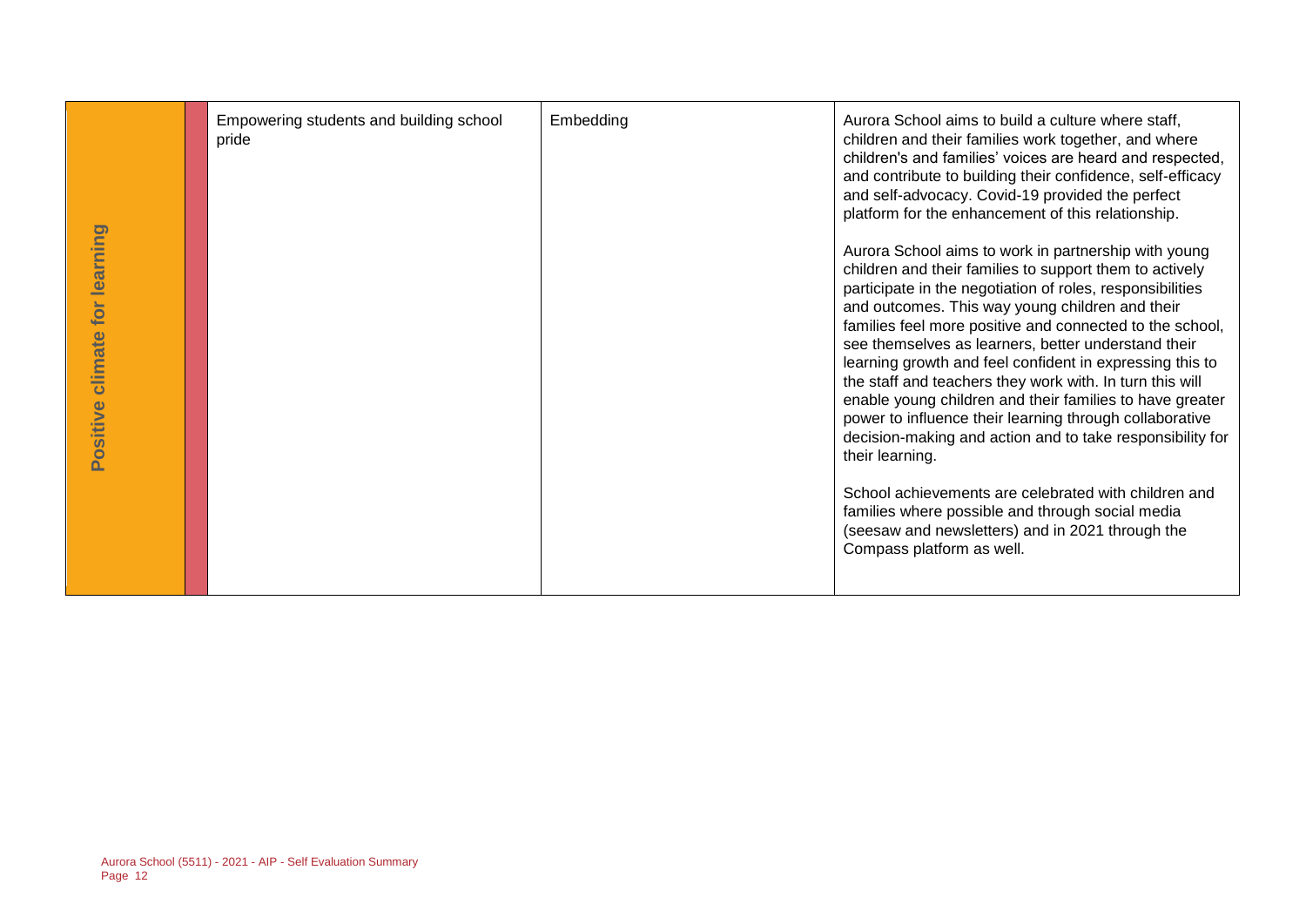| | | | |
|---|---|---|---|
| **Positive climate for learning** | Empowering students and building school pride | Embedding | Aurora School aims to build a culture where staff, children and their families work together, and where children's and families' voices are heard and respected, and contribute to building their confidence, self-efficacy and self-advocacy. Covid-19 provided the perfect platform for the enhancement of this relationship.<br><br>Aurora School aims to work in partnership with young children and their families to support them to actively participate in the negotiation of roles, responsibilities and outcomes. This way young children and their families feel more positive and connected to the school, see themselves as learners, better understand their learning growth and feel confident in expressing this to the staff and teachers they work with. In turn this will enable young children and their families to have greater power to influence their learning through collaborative decision-making and action and to take responsibility for their learning.<br><br>School achievements are celebrated with children and families where possible and through social media (seesaw and newsletters) and in 2021 through the Compass platform as well. |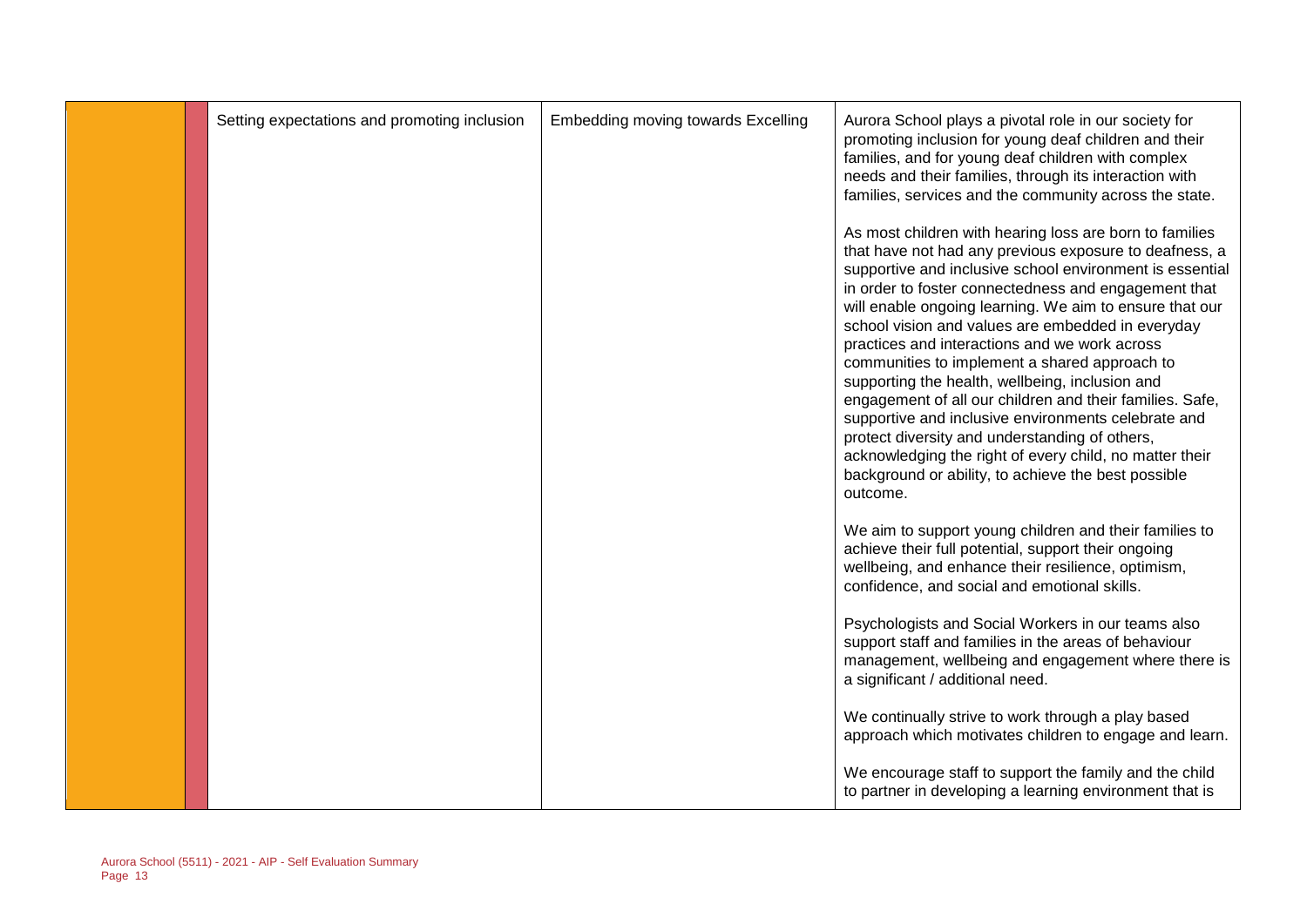| | | | | |
|---|---|---|---|---|
| | | Setting expectations and promoting inclusion | Embedding moving towards Excelling | Aurora School plays a pivotal role in our society for promoting inclusion for young deaf children and their families, and for young deaf children with complex needs and their families, through its interaction with families, services and the community across the state.<br><br>As most children with hearing loss are born to families that have not had any previous exposure to deafness, a supportive and inclusive school environment is essential in order to foster connectedness and engagement that will enable ongoing learning. We aim to ensure that our school vision and values are embedded in everyday practices and interactions and we work across communities to implement a shared approach to supporting the health, wellbeing, inclusion and engagement of all our children and their families. Safe, supportive and inclusive environments celebrate and protect diversity and understanding of others, acknowledging the right of every child, no matter their background or ability, to achieve the best possible outcome.<br><br>We aim to support young children and their families to achieve their full potential, support their ongoing wellbeing, and enhance their resilience, optimism, confidence, and social and emotional skills.<br><br>Psychologists and Social Workers in our teams also support staff and families in the areas of behaviour management, wellbeing and engagement where there is a significant / additional need.<br><br>We continually strive to work through a play based approach which motivates children to engage and learn.<br><br>We encourage staff to support the family and the child to partner in developing a learning environment that is |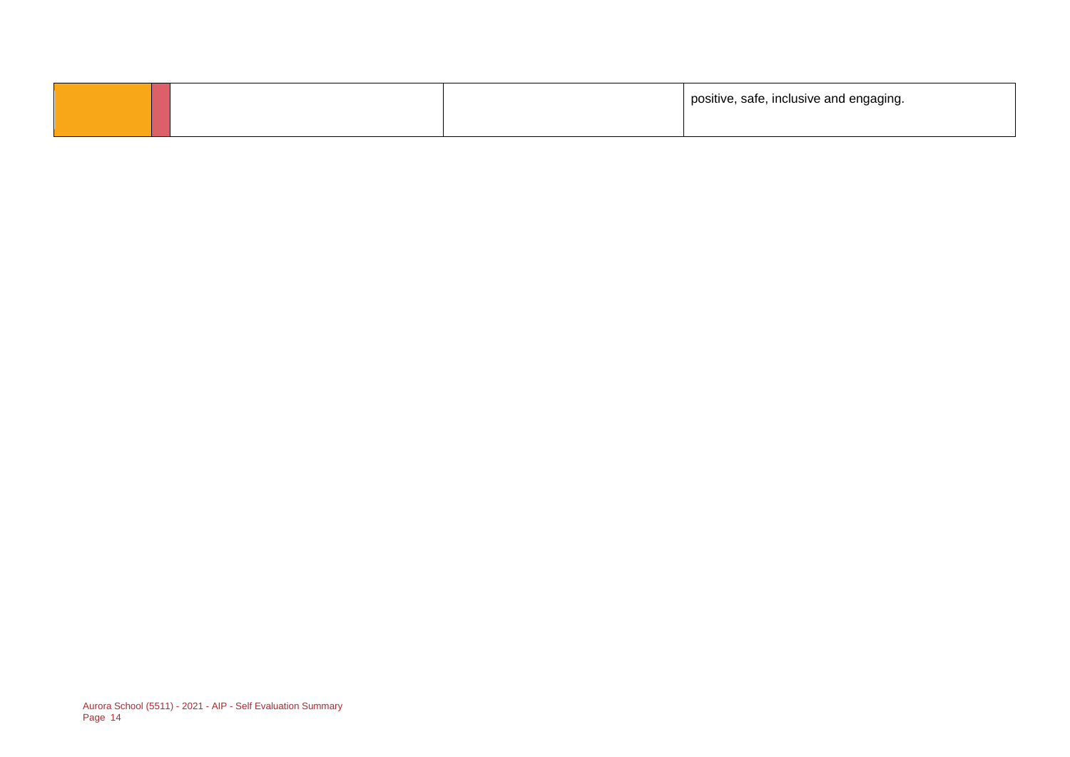| | | | | |
|---|---|---|---|---|
| | | | | positive, safe, inclusive and engaging. |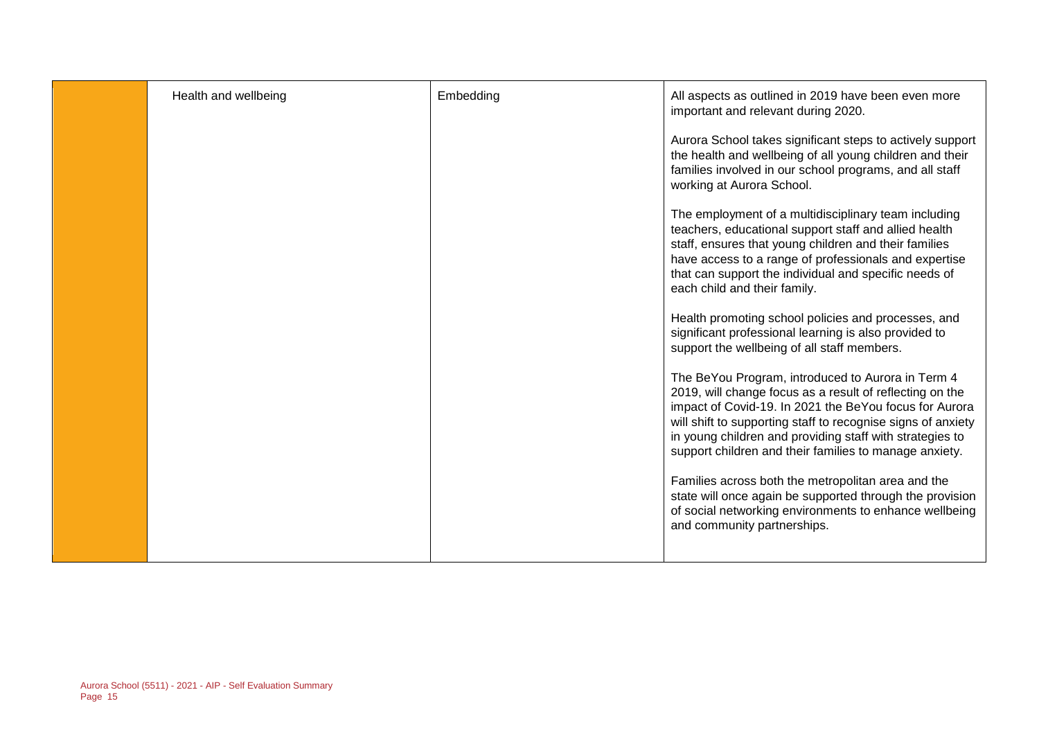|  | Health and wellbeing | Embedding | All aspects as outlined in 2019 have been even more important and relevant during 2020.<br><br>Aurora School takes significant steps to actively support the health and wellbeing of all young children and their families involved in our school programs, and all staff working at Aurora School.<br><br>The employment of a multidisciplinary team including teachers, educational support staff and allied health staff, ensures that young children and their families have access to a range of professionals and expertise that can support the individual and specific needs of each child and their family.<br><br>Health promoting school policies and processes, and significant professional learning is also provided to support the wellbeing of all staff members.<br><br>The BeYou Program, introduced to Aurora in Term 4 2019, will change focus as a result of reflecting on the impact of Covid-19. In 2021 the BeYou focus for Aurora will shift to supporting staff to recognise signs of anxiety in young children and providing staff with strategies to support children and their families to manage anxiety.<br><br>Families across both the metropolitan area and the state will once again be supported through the provision of social networking environments to enhance wellbeing and community partnerships. |
|---|---|---|---|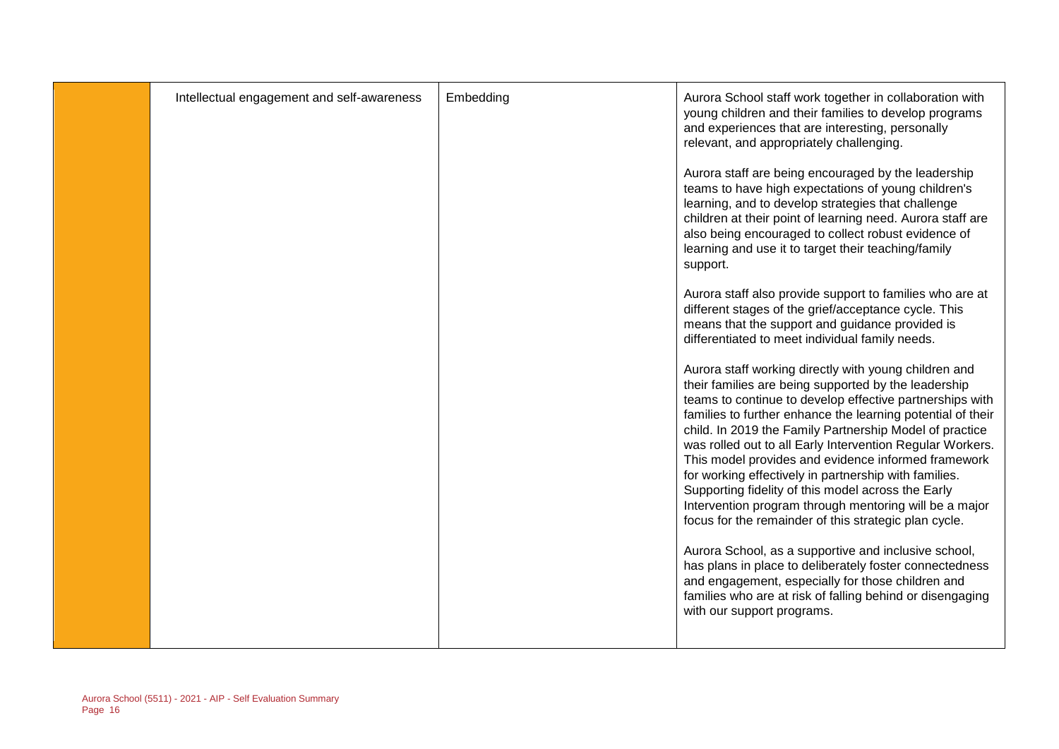| | | | |
|---|---|---|---|
| | Intellectual engagement and self-awareness | Embedding | Aurora School staff work together in collaboration with young children and their families to develop programs and experiences that are interesting, personally relevant, and appropriately challenging.<br><br>Aurora staff are being encouraged by the leadership teams to have high expectations of young children's learning, and to develop strategies that challenge children at their point of learning need. Aurora staff are also being encouraged to collect robust evidence of learning and use it to target their teaching/family support.<br><br>Aurora staff also provide support to families who are at different stages of the grief/acceptance cycle. This means that the support and guidance provided is differentiated to meet individual family needs.<br><br>Aurora staff working directly with young children and their families are being supported by the leadership teams to continue to develop effective partnerships with families to further enhance the learning potential of their child. In 2019 the Family Partnership Model of practice was rolled out to all Early Intervention Regular Workers. This model provides and evidence informed framework for working effectively in partnership with families. Supporting fidelity of this model across the Early Intervention program through mentoring will be a major focus for the remainder of this strategic plan cycle.<br><br>Aurora School, as a supportive and inclusive school, has plans in place to deliberately foster connectedness and engagement, especially for those children and families who are at risk of falling behind or disengaging with our support programs. |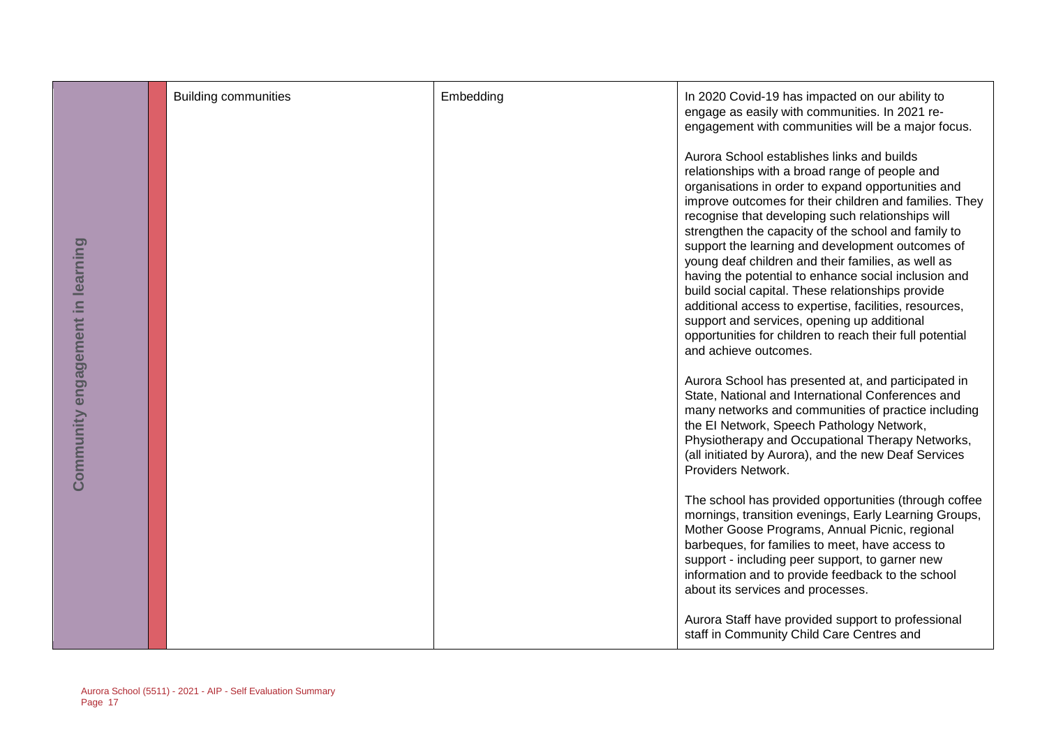| Community engagement in learning | Building communities | Embedding | In 2020 Covid-19 has impacted on our ability to engage as easily with communities. In 2021 re-engagement with communities will be a major focus.<br><br>Aurora School establishes links and builds relationships with a broad range of people and organisations in order to expand opportunities and improve outcomes for their children and families. They recognise that developing such relationships will strengthen the capacity of the school and family to support the learning and development outcomes of young deaf children and their families, as well as having the potential to enhance social inclusion and build social capital. These relationships provide additional access to expertise, facilities, resources, support and services, opening up additional opportunities for children to reach their full potential and achieve outcomes.<br><br>Aurora School has presented at, and participated in State, National and International Conferences and many networks and communities of practice including the EI Network, Speech Pathology Network, Physiotherapy and Occupational Therapy Networks, (all initiated by Aurora), and the new Deaf Services Providers Network.<br><br>The school has provided opportunities (through coffee mornings, transition evenings, Early Learning Groups, Mother Goose Programs, Annual Picnic, regional barbeques, for families to meet, have access to support - including peer support, to garner new information and to provide feedback to the school about its services and processes.<br><br>Aurora Staff have provided support to professional staff in Community Child Care Centres and |
|---|---|---|---|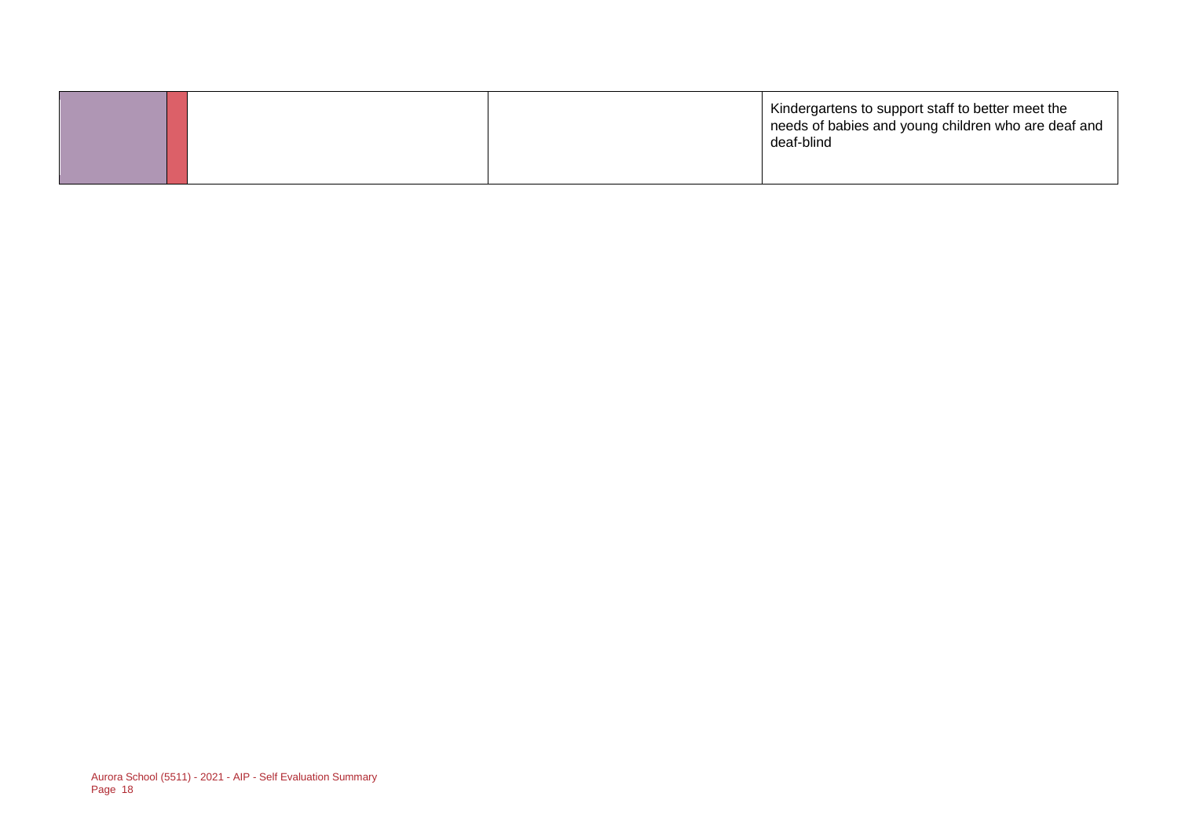| | | | | |
|---|---|---|---|---|
| | | | | Kindergartens to support staff to better meet the needs of babies and young children who are deaf and deaf-blind |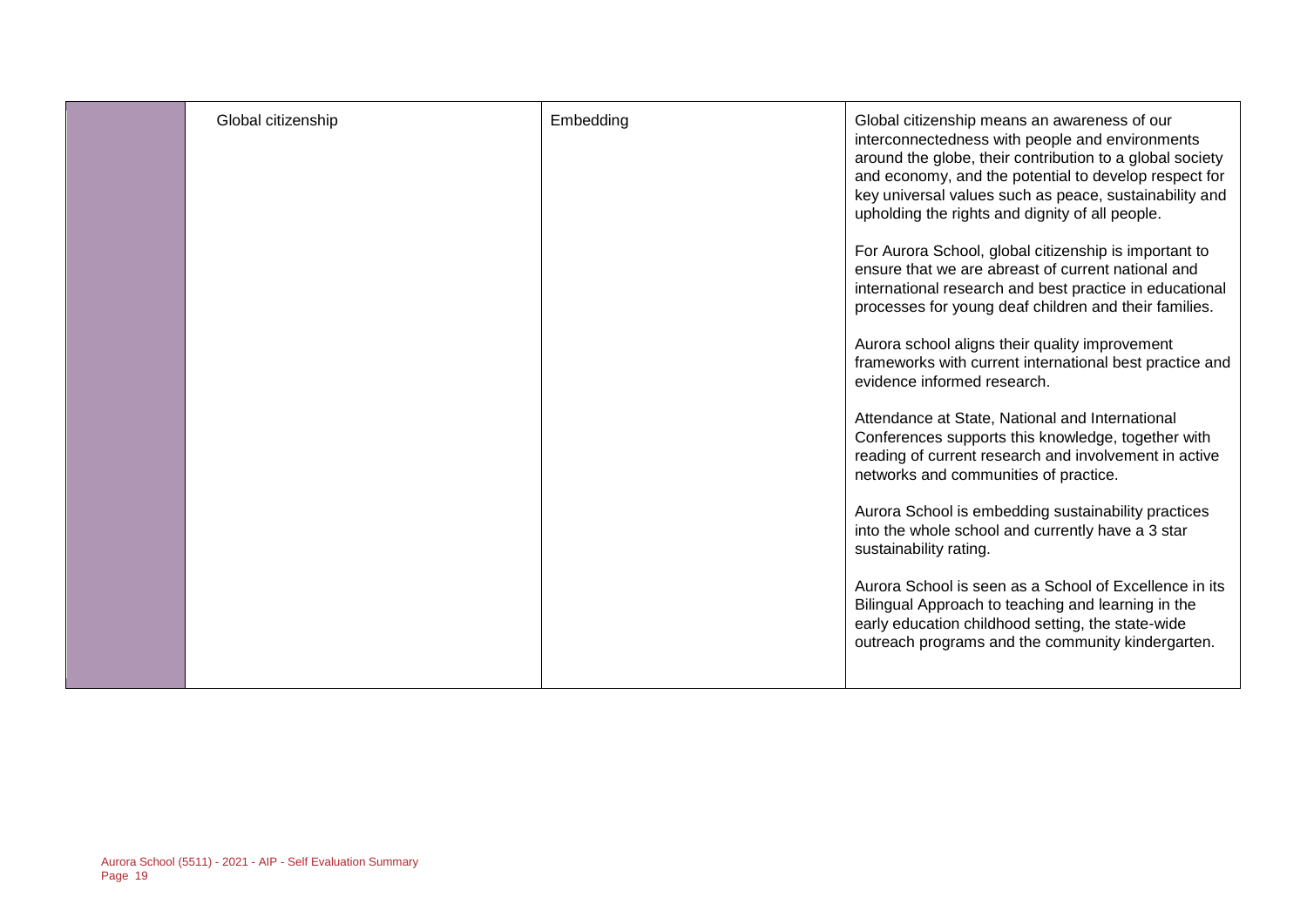| | | | |
|---|---|---|---|
| | Global citizenship | Embedding | Global citizenship means an awareness of our interconnectedness with people and environments around the globe, their contribution to a global society and economy, and the potential to develop respect for key universal values such as peace, sustainability and upholding the rights and dignity of all people.<br><br>For Aurora School, global citizenship is important to ensure that we are abreast of current national and international research and best practice in educational processes for young deaf children and their families.<br><br>Aurora school aligns their quality improvement frameworks with current international best practice and evidence informed research.<br><br>Attendance at State, National and International Conferences supports this knowledge, together with reading of current research and involvement in active networks and communities of practice.<br><br>Aurora School is embedding sustainability practices into the whole school and currently have a 3 star sustainability rating.<br><br>Aurora School is seen as a School of Excellence in its Bilingual Approach to teaching and learning in the early education childhood setting, the state-wide outreach programs and the community kindergarten. |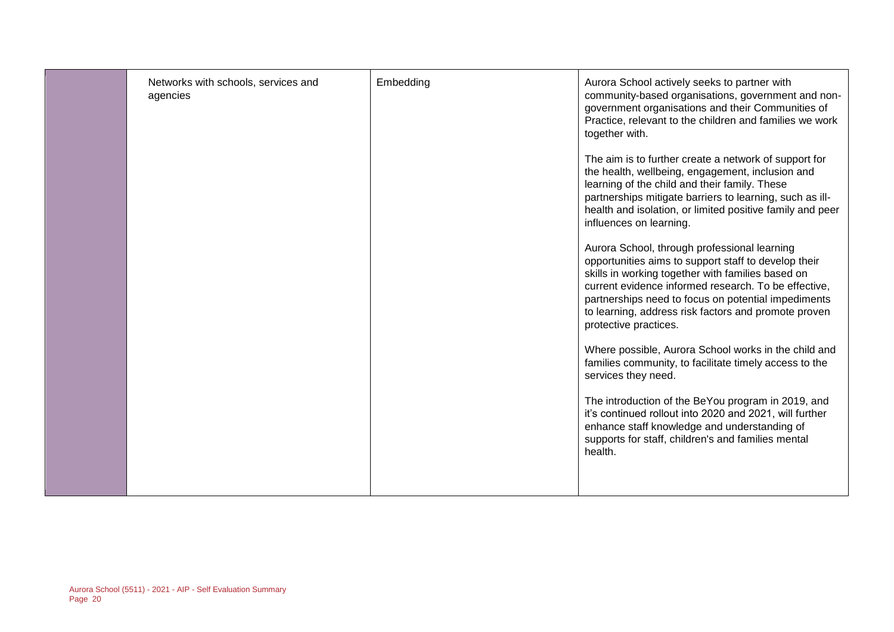| | | | |
|---|---|---|---|
| | Networks with schools, services and agencies | Embedding | Aurora School actively seeks to partner with community-based organisations, government and non-government organisations and their Communities of Practice, relevant to the children and families we work together with.<br><br>The aim is to further create a network of support for the health, wellbeing, engagement, inclusion and learning of the child and their family. These partnerships mitigate barriers to learning, such as ill-health and isolation, or limited positive family and peer influences on learning.<br><br>Aurora School, through professional learning opportunities aims to support staff to develop their skills in working together with families based on current evidence informed research. To be effective, partnerships need to focus on potential impediments to learning, address risk factors and promote proven protective practices.<br><br>Where possible, Aurora School works in the child and families community, to facilitate timely access to the services they need.<br><br>The introduction of the BeYou program in 2019, and it's continued rollout into 2020 and 2021, will further enhance staff knowledge and understanding of supports for staff, children's and families mental health. |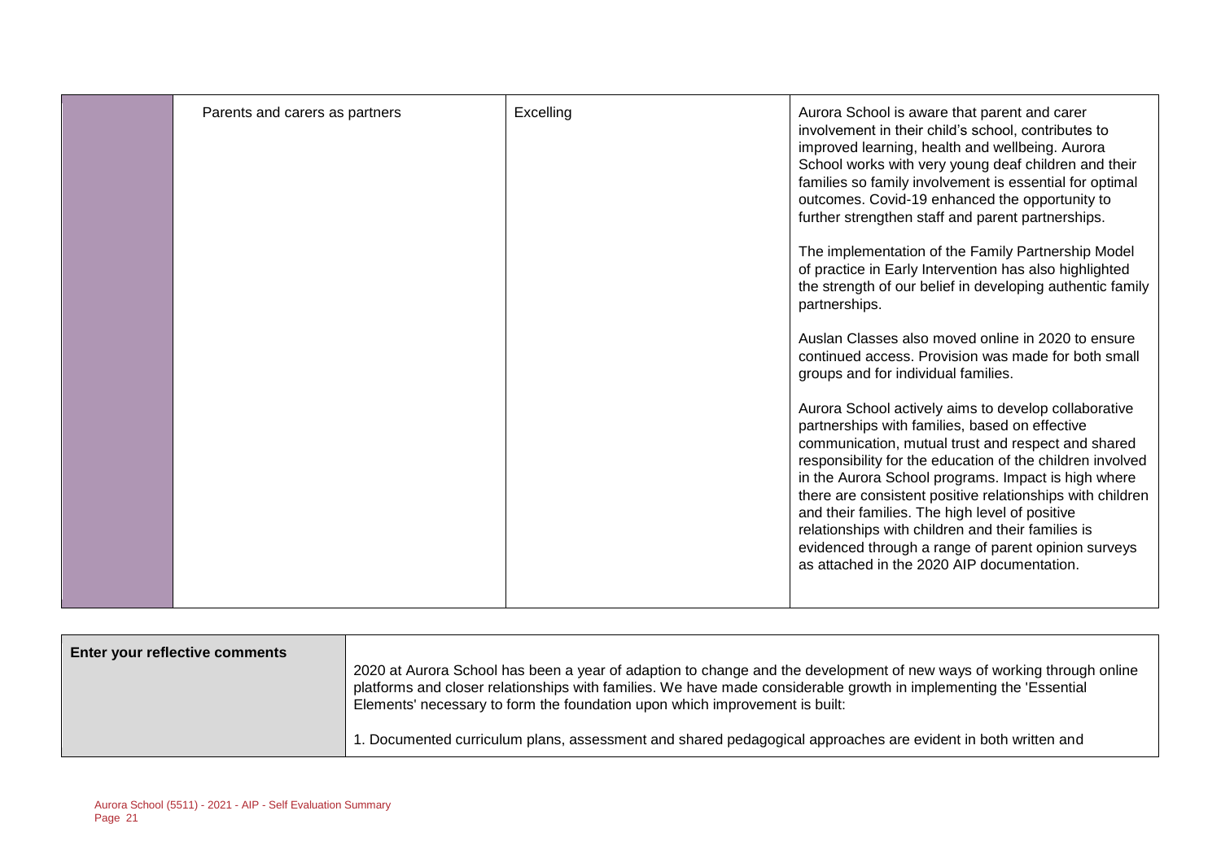| | | | |
|---|---|---|---|
| | Parents and carers as partners | Excelling | Aurora School is aware that parent and carer involvement in their child's school, contributes to improved learning, health and wellbeing. Aurora School works with very young deaf children and their families so family involvement is essential for optimal outcomes. Covid-19 enhanced the opportunity to further strengthen staff and parent partnerships.<br><br>The implementation of the Family Partnership Model of practice in Early Intervention has also highlighted the strength of our belief in developing authentic family partnerships.<br><br>Auslan Classes also moved online in 2020 to ensure continued access. Provision was made for both small groups and for individual families.<br><br>Aurora School actively aims to develop collaborative partnerships with families, based on effective communication, mutual trust and respect and shared responsibility for the education of the children involved in the Aurora School programs. Impact is high where there are consistent positive relationships with children and their families. The high level of positive relationships with children and their families is evidenced through a range of parent opinion surveys as attached in the 2020 AIP documentation. |

| | |
|---|---|
| **Enter your reflective comments** | 2020 at Aurora School has been a year of adaption to change and the development of new ways of working through online platforms and closer relationships with families. We have made considerable growth in implementing the 'Essential Elements' necessary to form the foundation upon which improvement is built:<br><br>1. Documented curriculum plans, assessment and shared pedagogical approaches are evident in both written and |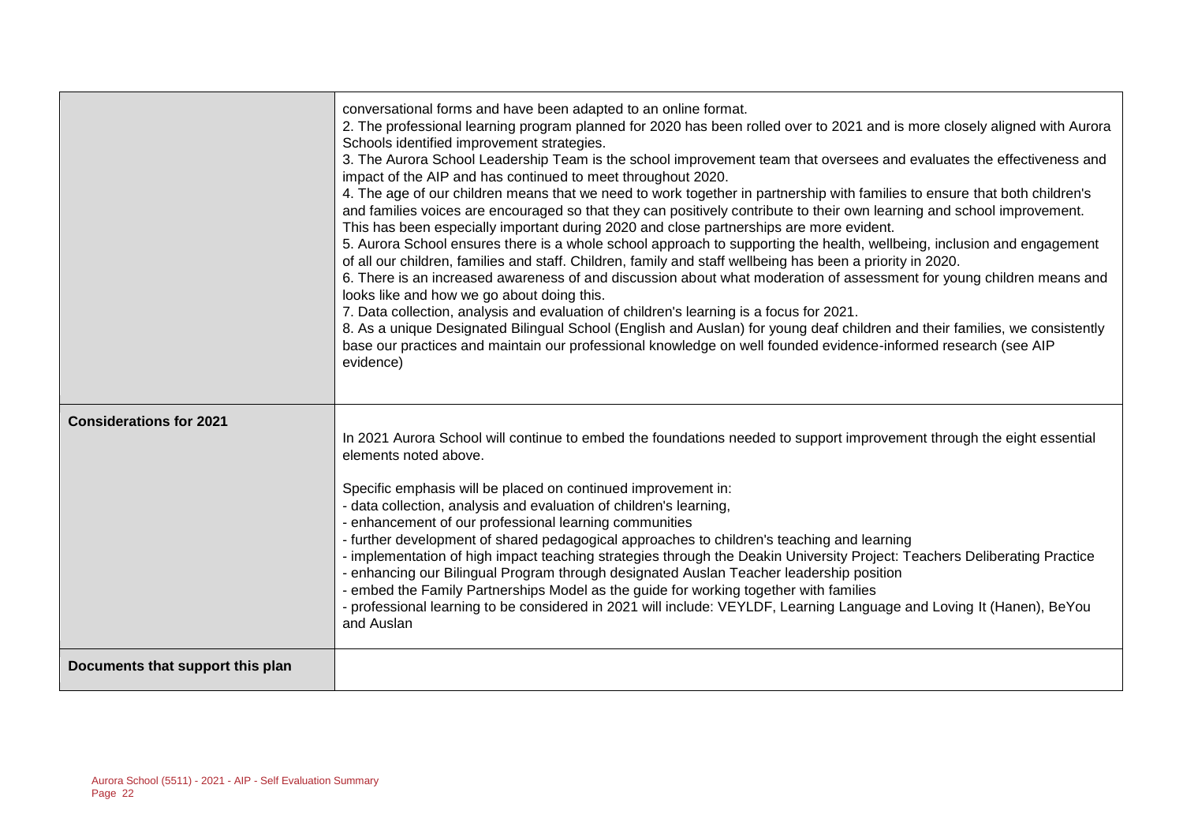| | |
|---|---|
| | conversational forms and have been adapted to an online format.<br>2. The professional learning program planned for 2020 has been rolled over to 2021 and is more closely aligned with Aurora Schools identified improvement strategies.<br>3. The Aurora School Leadership Team is the school improvement team that oversees and evaluates the effectiveness and impact of the AIP and has continued to meet throughout 2020.<br>4. The age of our children means that we need to work together in partnership with families to ensure that both children's and families voices are encouraged so that they can positively contribute to their own learning and school improvement. This has been especially important during 2020 and close partnerships are more evident.<br>5. Aurora School ensures there is a whole school approach to supporting the health, wellbeing, inclusion and engagement of all our children, families and staff. Children, family and staff wellbeing has been a priority in 2020.<br>6. There is an increased awareness of and discussion about what moderation of assessment for young children means and looks like and how we go about doing this.<br>7. Data collection, analysis and evaluation of children's learning is a focus for 2021.<br>8. As a unique Designated Bilingual School (English and Auslan) for young deaf children and their families, we consistently base our practices and maintain our professional knowledge on well founded evidence-informed research (see AIP evidence) |
| **Considerations for 2021** | In 2021 Aurora School will continue to embed the foundations needed to support improvement through the eight essential elements noted above.<br><br>Specific emphasis will be placed on continued improvement in:<br>- data collection, analysis and evaluation of children's learning,<br>- enhancement of our professional learning communities<br>- further development of shared pedagogical approaches to children's teaching and learning<br>- implementation of high impact teaching strategies through the Deakin University Project: Teachers Deliberating Practice<br>- enhancing our Bilingual Program through designated Auslan Teacher leadership position<br>- embed the Family Partnerships Model as the guide for working together with families<br>- professional learning to be considered in 2021 will include: VEYLDF, Learning Language and Loving It (Hanen), BeYou and Auslan |
| **Documents that support this plan** | |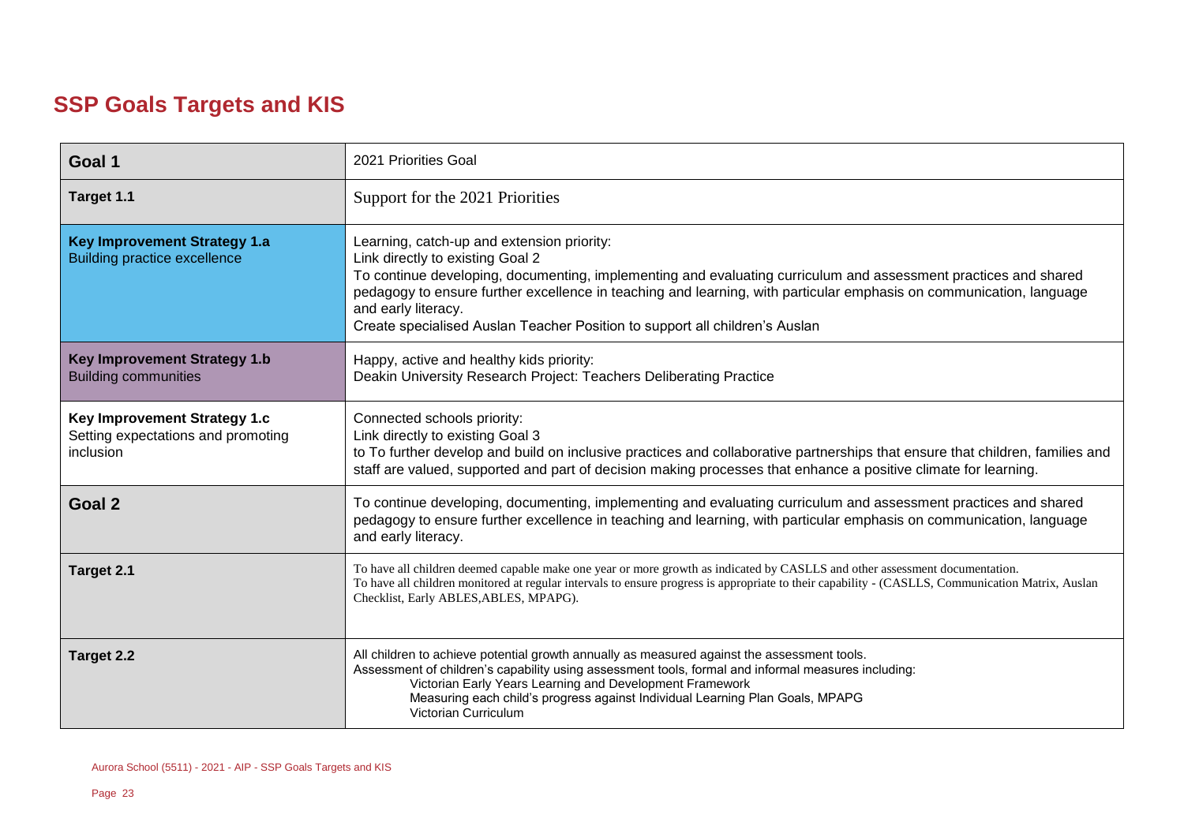# SSP Goals Targets and KIS

| | |
|---|---|
| **Goal 1** | 2021 Priorities Goal |
| **Target 1.1** | Support for the 2021 Priorities |
| **Key Improvement Strategy 1.a**<br>Building practice excellence | Learning, catch-up and extension priority:<br>Link directly to existing Goal 2<br>To continue developing, documenting, implementing and evaluating curriculum and assessment practices and shared pedagogy to ensure further excellence in teaching and learning, with particular emphasis on communication, language and early literacy.<br>Create specialised Auslan Teacher Position to support all children's Auslan |
| **Key Improvement Strategy 1.b**<br>Building communities | Happy, active and healthy kids priority:<br>Deakin University Research Project: Teachers Deliberating Practice |
| **Key Improvement Strategy 1.c**<br>Setting expectations and promoting inclusion | Connected schools priority:<br>Link directly to existing Goal 3<br>to To further develop and build on inclusive practices and collaborative partnerships that ensure that children, families and staff are valued, supported and part of decision making processes that enhance a positive climate for learning. |
| **Goal 2** | To continue developing, documenting, implementing and evaluating curriculum and assessment practices and shared pedagogy to ensure further excellence in teaching and learning, with particular emphasis on communication, language and early literacy. |
| **Target 2.1** | To have all children deemed capable make one year or more growth as indicated by CASLLS and other assessment documentation.<br>To have all children monitored at regular intervals to ensure progress is appropriate to their capability - (CASLLS, Communication Matrix, Auslan Checklist, Early ABLES,ABLES, MPAPG). |
| **Target 2.2** | All children to achieve potential growth annually as measured against the assessment tools.<br>Assessment of children's capability using assessment tools, formal and informal measures including:<br>Victorian Early Years Learning and Development Framework<br>Measuring each child's progress against Individual Learning Plan Goals, MPAPG<br>Victorian Curriculum |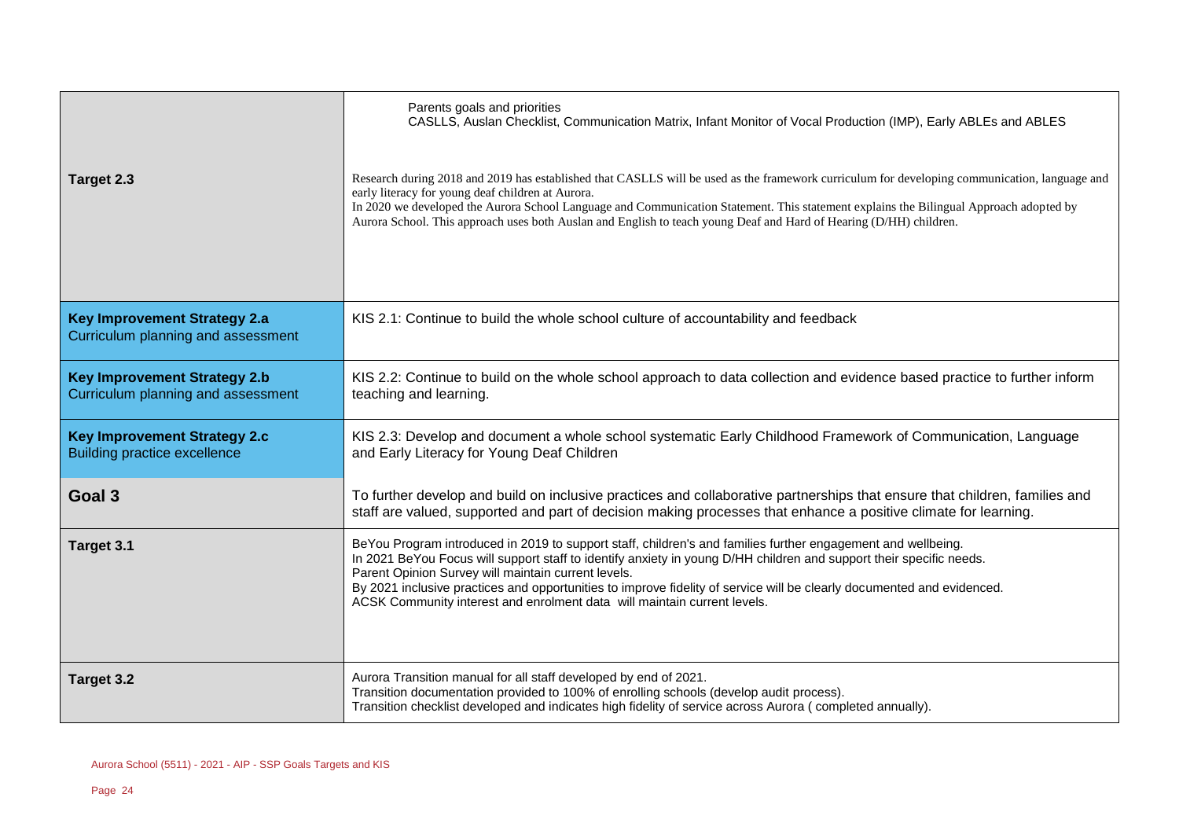| | |
|---|---|
| **Target 2.3** | Parents goals and priorities<br>CASLLS, Auslan Checklist, Communication Matrix, Infant Monitor of Vocal Production (IMP), Early ABLEs and ABLES<br><br>Research during 2018 and 2019 has established that CASLLS will be used as the framework curriculum for developing communication, language and early literacy for young deaf children at Aurora.<br>In 2020 we developed the Aurora School Language and Communication Statement. This statement explains the Bilingual Approach adopted by Aurora School. This approach uses both Auslan and English to teach young Deaf and Hard of Hearing (D/HH) children. |
| **Key Improvement Strategy 2.a**<br>Curriculum planning and assessment | KIS 2.1: Continue to build the whole school culture of accountability and feedback |
| **Key Improvement Strategy 2.b**<br>Curriculum planning and assessment | KIS 2.2: Continue to build on the whole school approach to data collection and evidence based practice to further inform teaching and learning. |
| **Key Improvement Strategy 2.c**<br>Building practice excellence | KIS 2.3: Develop and document a whole school systematic Early Childhood Framework of Communication, Language and Early Literacy for Young Deaf Children |
| **Goal 3** | To further develop and build on inclusive practices and collaborative partnerships that ensure that children, families and staff are valued, supported and part of decision making processes that enhance a positive climate for learning. |
| **Target 3.1** | BeYou Program introduced in 2019 to support staff, children's and families further engagement and wellbeing.<br>In 2021 BeYou Focus will support staff to identify anxiety in young D/HH children and support their specific needs.<br>Parent Opinion Survey will maintain current levels.<br>By 2021 inclusive practices and opportunities to improve fidelity of service will be clearly documented and evidenced.<br>ACSK Community interest and enrolment data will maintain current levels. |
| **Target 3.2** | Aurora Transition manual for all staff developed by end of 2021.<br>Transition documentation provided to 100% of enrolling schools (develop audit process).<br>Transition checklist developed and indicates high fidelity of service across Aurora ( completed annually). |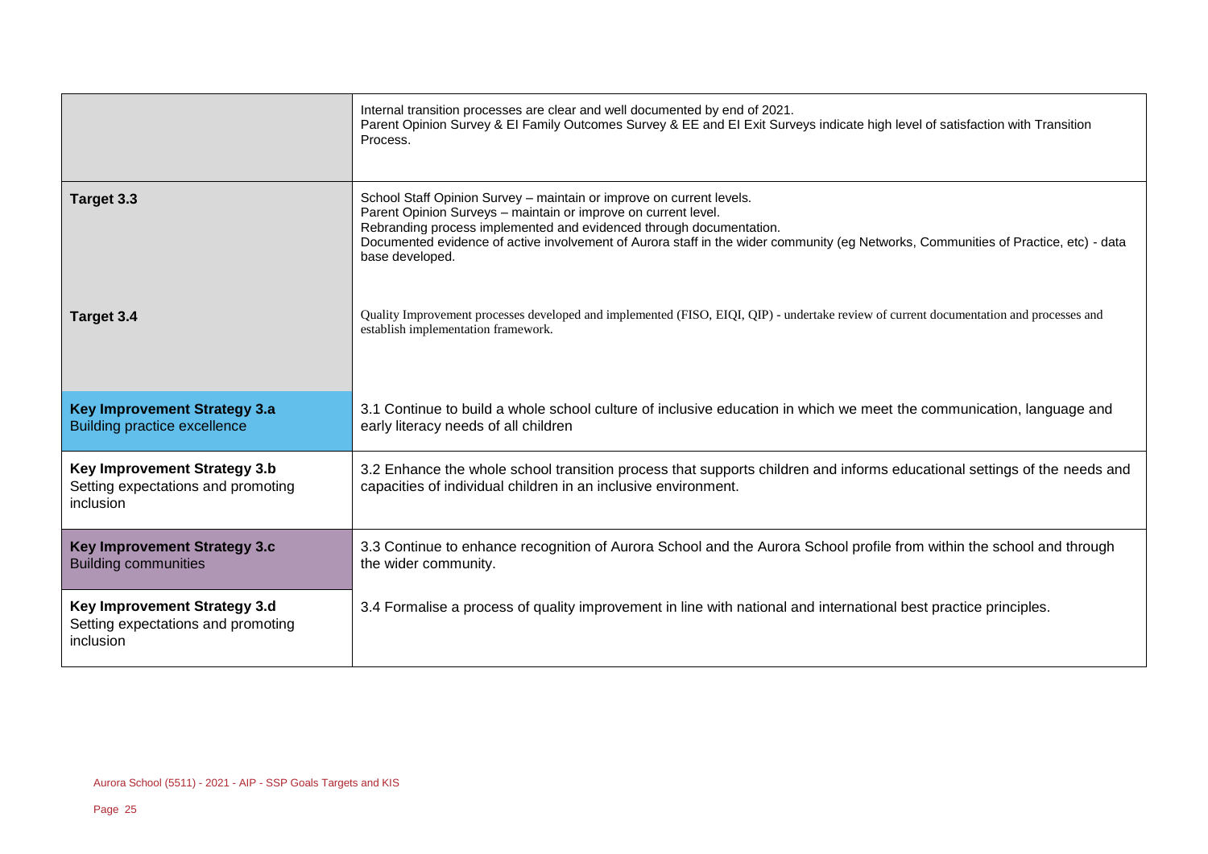| | |
|---|---|
| | Internal transition processes are clear and well documented by end of 2021.<br>Parent Opinion Survey & EI Family Outcomes Survey & EE and EI Exit Surveys indicate high level of satisfaction with Transition Process. |
| **Target 3.3** | School Staff Opinion Survey – maintain or improve on current levels.<br>Parent Opinion Surveys – maintain or improve on current level.<br>Rebranding process implemented and evidenced through documentation.<br>Documented evidence of active involvement of Aurora staff in the wider community (eg Networks, Communities of Practice, etc) - data base developed. |
| **Target 3.4** | Quality Improvement processes developed and implemented (FISO, EIQI, QIP) - undertake review of current documentation and processes and establish implementation framework. |
| **Key Improvement Strategy 3.a**<br>Building practice excellence | 3.1 Continue to build a whole school culture of inclusive education in which we meet the communication, language and early literacy needs of all children |
| **Key Improvement Strategy 3.b**<br>Setting expectations and promoting inclusion | 3.2 Enhance the whole school transition process that supports children and informs educational settings of the needs and capacities of individual children in an inclusive environment. |
| **Key Improvement Strategy 3.c**<br>Building communities | 3.3 Continue to enhance recognition of Aurora School and the Aurora School profile from within the school and through the wider community. |
| **Key Improvement Strategy 3.d**<br>Setting expectations and promoting inclusion | 3.4 Formalise a process of quality improvement in line with national and international best practice principles. |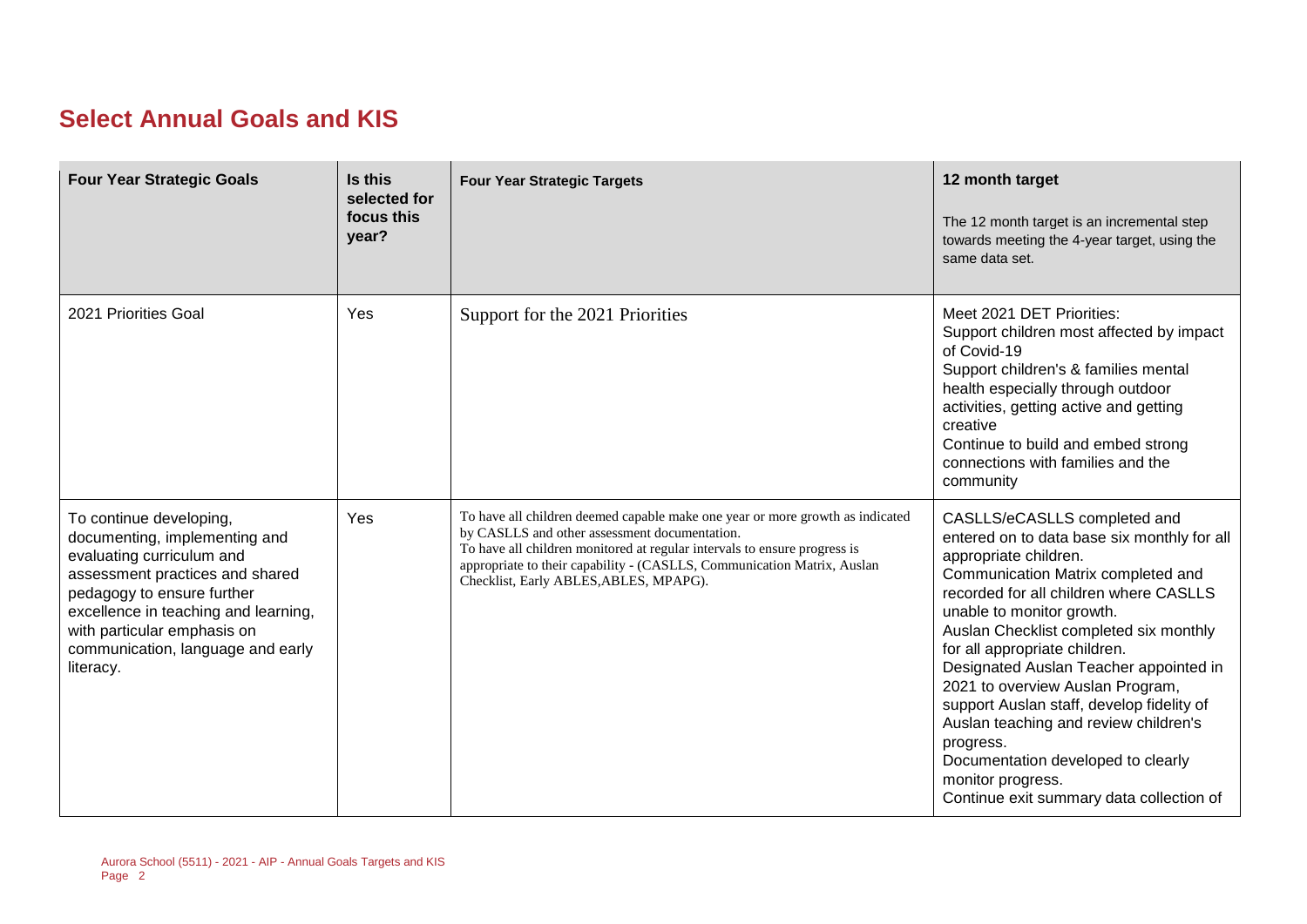## Select Annual Goals and KIS

| Four Year Strategic Goals | Is this selected for focus this year? | Four Year Strategic Targets | 12 month target<br>The 12 month target is an incremental step towards meeting the 4-year target, using the same data set. |
|---|---|---|---|
| 2021 Priorities Goal | Yes | Support for the 2021 Priorities | Meet 2021 DET Priorities:<br>Support children most affected by impact of Covid-19<br>Support children's & families mental health especially through outdoor activities, getting active and getting creative<br>Continue to build and embed strong connections with families and the community |
| To continue developing, documenting, implementing and evaluating curriculum and assessment practices and shared pedagogy to ensure further excellence in teaching and learning, with particular emphasis on communication, language and early literacy. | Yes | To have all children deemed capable make one year or more growth as indicated by CASLLS and other assessment documentation.<br>To have all children monitored at regular intervals to ensure progress is appropriate to their capability - (CASLLS, Communication Matrix, Auslan Checklist, Early ABLES,ABLES, MPAPG). | CASLLS/eCASLLS completed and entered on to data base six monthly for all appropriate children.<br>Communication Matrix completed and recorded for all children where CASLLS unable to monitor growth.<br>Auslan Checklist completed six monthly for all appropriate children.<br>Designated Auslan Teacher appointed in 2021 to overview Auslan Program, support Auslan staff, develop fidelity of Auslan teaching and review children's progress.<br>Documentation developed to clearly monitor progress.<br>Continue exit summary data collection of |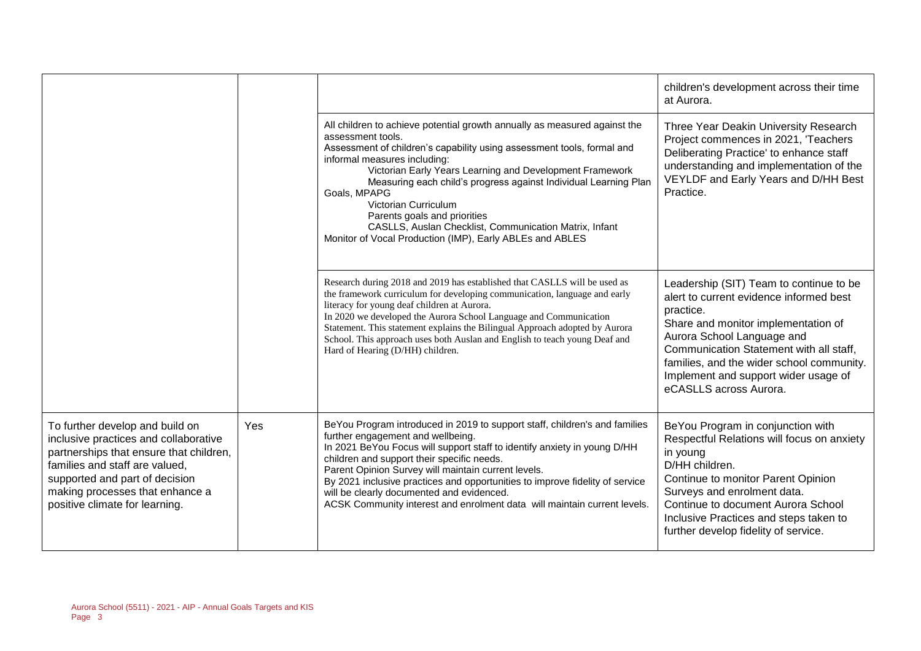|  |  |  |  |
|---|---|---|---|
|  |  |  | children's development across their time at Aurora. |
|  |  | All children to achieve potential growth annually as measured against the assessment tools.<br>Assessment of children's capability using assessment tools, formal and informal measures including:<br>Victorian Early Years Learning and Development Framework<br>Measuring each child's progress against Individual Learning Plan Goals, MPAPG<br>Victorian Curriculum<br>Parents goals and priorities<br>CASLLS, Auslan Checklist, Communication Matrix, Infant Monitor of Vocal Production (IMP), Early ABLEs and ABLES | Three Year Deakin University Research Project commences in 2021, 'Teachers Deliberating Practice' to enhance staff understanding and implementation of the VEYLDF and Early Years and D/HH Best Practice. |
|  |  | Research during 2018 and 2019 has established that CASLLS will be used as the framework curriculum for developing communication, language and early literacy for young deaf children at Aurora.<br>In 2020 we developed the Aurora School Language and Communication Statement. This statement explains the Bilingual Approach adopted by Aurora School. This approach uses both Auslan and English to teach young Deaf and Hard of Hearing (D/HH) children. | Leadership (SIT) Team to continue to be alert to current evidence informed best practice.<br>Share and monitor implementation of Aurora School Language and Communication Statement with all staff, families, and the wider school community.<br>Implement and support wider usage of eCASLLS across Aurora. |
| To further develop and build on inclusive practices and collaborative partnerships that ensure that children, families and staff are valued, supported and part of decision making processes that enhance a positive climate for learning. | Yes | BeYou Program introduced in 2019 to support staff, children's and families further engagement and wellbeing.<br>In 2021 BeYou Focus will support staff to identify anxiety in young D/HH children and support their specific needs.<br>Parent Opinion Survey will maintain current levels.<br>By 2021 inclusive practices and opportunities to improve fidelity of service will be clearly documented and evidenced.<br>ACSK Community interest and enrolment data will maintain current levels. | BeYou Program in conjunction with Respectful Relations will focus on anxiety in young D/HH children.<br>Continue to monitor Parent Opinion Surveys and enrolment data.<br>Continue to document Aurora School Inclusive Practices and steps taken to further develop fidelity of service. |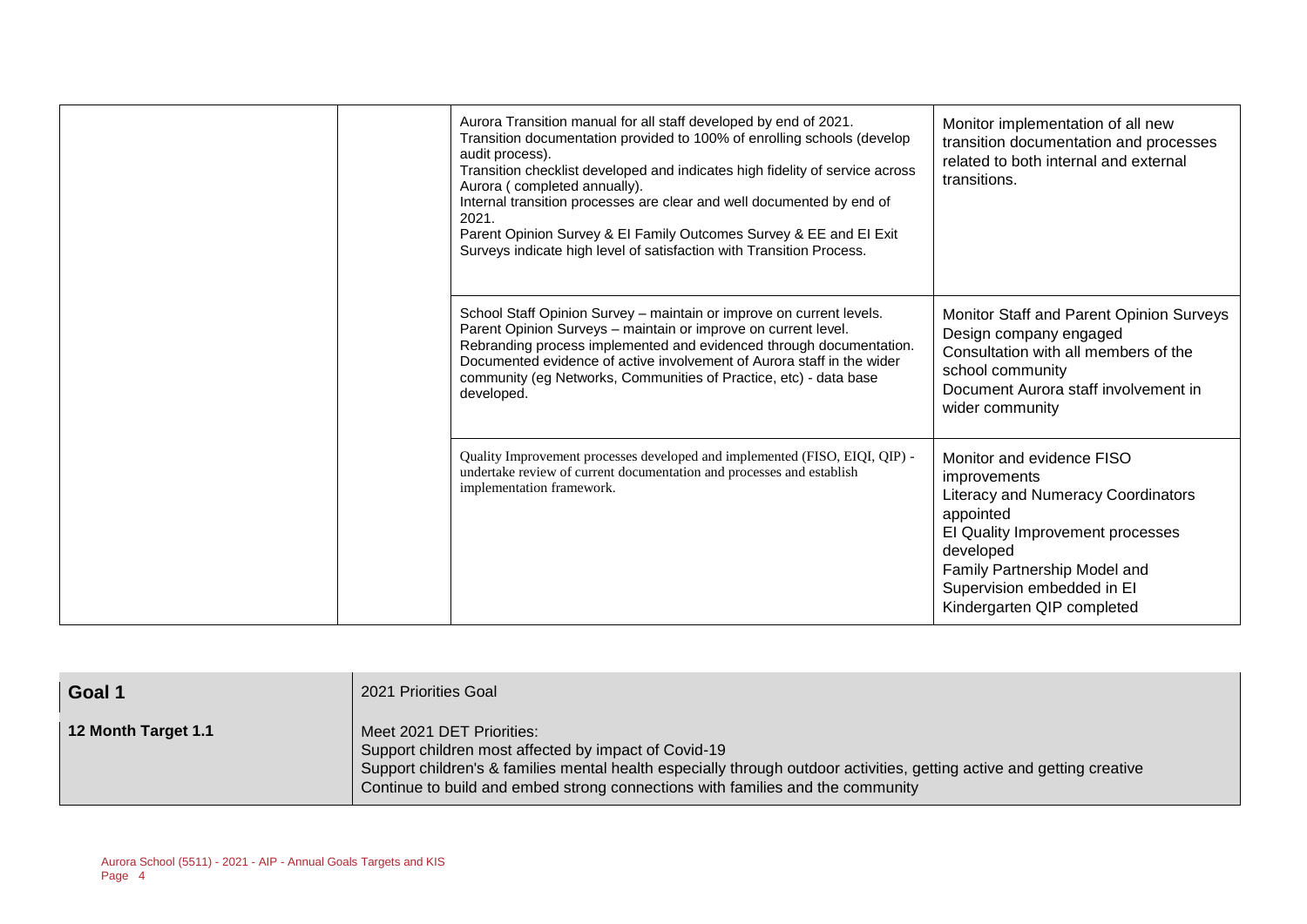| | | | |
|---|---|---|---|
| | | Aurora Transition manual for all staff developed by end of 2021.<br>Transition documentation provided to 100% of enrolling schools (develop audit process).<br>Transition checklist developed and indicates high fidelity of service across Aurora ( completed annually).<br>Internal transition processes are clear and well documented by end of 2021.<br>Parent Opinion Survey & EI Family Outcomes Survey & EE and EI Exit Surveys indicate high level of satisfaction with Transition Process. | Monitor implementation of all new transition documentation and processes related to both internal and external transitions. |
| | | School Staff Opinion Survey – maintain or improve on current levels.<br>Parent Opinion Surveys – maintain or improve on current level.<br>Rebranding process implemented and evidenced through documentation.<br>Documented evidence of active involvement of Aurora staff in the wider community (eg Networks, Communities of Practice, etc) - data base developed. | Monitor Staff and Parent Opinion Surveys<br>Design company engaged<br>Consultation with all members of the school community<br>Document Aurora staff involvement in wider community |
| | | Quality Improvement processes developed and implemented (FISO, EIQI, QIP) - undertake review of current documentation and processes and establish implementation framework. | Monitor and evidence FISO improvements<br>Literacy and Numeracy Coordinators appointed<br>EI Quality Improvement processes developed<br>Family Partnership Model and Supervision embedded in EI<br>Kindergarten QIP completed |

| **Goal 1** | 2021 Priorities Goal |
|---|---|
| **12 Month Target 1.1** | Meet 2021 DET Priorities:<br>Support children most affected by impact of Covid-19<br>Support children's & families mental health especially through outdoor activities, getting active and getting creative<br>Continue to build and embed strong connections with families and the community |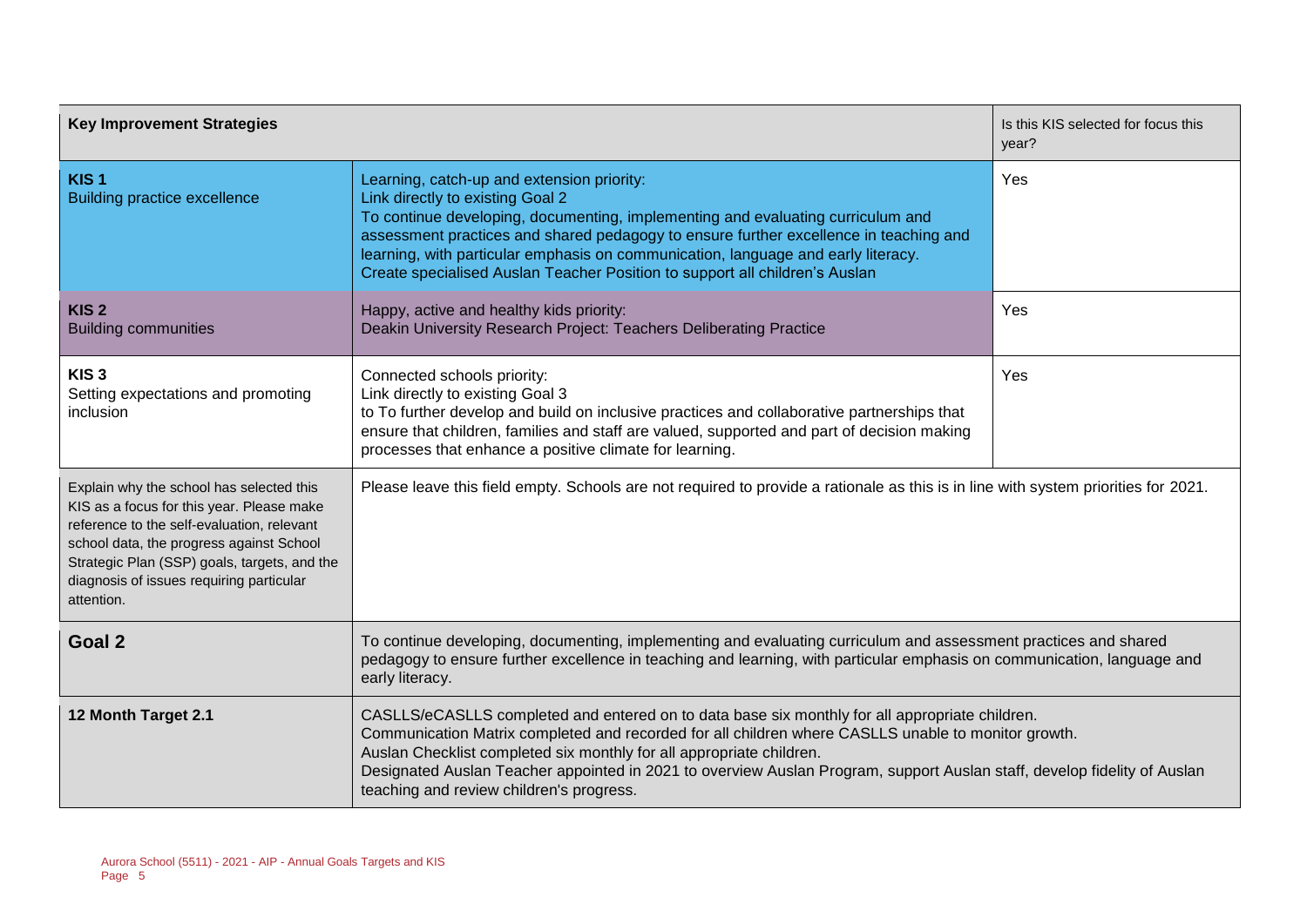| Key Improvement Strategies | | Is this KIS selected for focus this year? |
|---|---|---|
| **KIS 1**<br>Building practice excellence | Learning, catch-up and extension priority:<br>Link directly to existing Goal 2<br>To continue developing, documenting, implementing and evaluating curriculum and assessment practices and shared pedagogy to ensure further excellence in teaching and learning, with particular emphasis on communication, language and early literacy.<br>Create specialised Auslan Teacher Position to support all children's Auslan | Yes |
| **KIS 2**<br>Building communities | Happy, active and healthy kids priority:<br>Deakin University Research Project: Teachers Deliberating Practice | Yes |
| **KIS 3**<br>Setting expectations and promoting inclusion | Connected schools priority:<br>Link directly to existing Goal 3<br>to To further develop and build on inclusive practices and collaborative partnerships that ensure that children, families and staff are valued, supported and part of decision making processes that enhance a positive climate for learning. | Yes |
| Explain why the school has selected this KIS as a focus for this year. Please make reference to the self-evaluation, relevant school data, the progress against School Strategic Plan (SSP) goals, targets, and the diagnosis of issues requiring particular attention. | Please leave this field empty. Schools are not required to provide a rationale as this is in line with system priorities for 2021. | |

| **Goal 2** | To continue developing, documenting, implementing and evaluating curriculum and assessment practices and shared pedagogy to ensure further excellence in teaching and learning, with particular emphasis on communication, language and early literacy. |
|---|---|
| **12 Month Target 2.1** | CASLLS/eCASLLS completed and entered on to data base six monthly for all appropriate children.<br>Communication Matrix completed and recorded for all children where CASLLS unable to monitor growth.<br>Auslan Checklist completed six monthly for all appropriate children.<br>Designated Auslan Teacher appointed in 2021 to overview Auslan Program, support Auslan staff, develop fidelity of Auslan teaching and review children's progress. |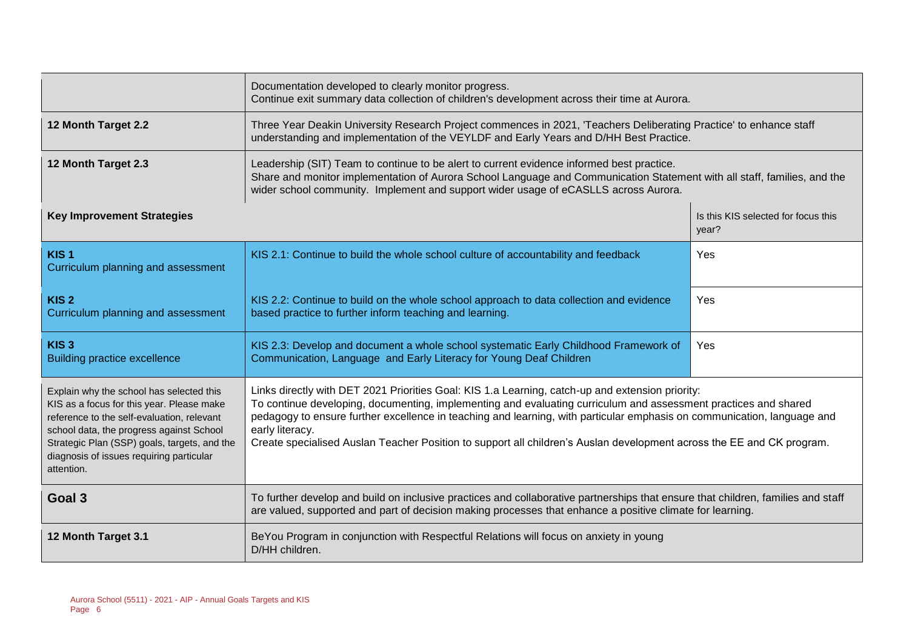| | | |
|---|---|---|
| | Documentation developed to clearly monitor progress.<br>Continue exit summary data collection of children's development across their time at Aurora. | |
| **12 Month Target 2.2** | Three Year Deakin University Research Project commences in 2021, 'Teachers Deliberating Practice' to enhance staff understanding and implementation of the VEYLDF and Early Years and D/HH Best Practice. | |
| **12 Month Target 2.3** | Leadership (SIT) Team to continue to be alert to current evidence informed best practice.<br>Share and monitor implementation of Aurora School Language and Communication Statement with all staff, families, and the wider school community. Implement and support wider usage of eCASLLS across Aurora. | |
| **Key Improvement Strategies** | | Is this KIS selected for focus this year? |
| **KIS 1**<br>Curriculum planning and assessment | KIS 2.1: Continue to build the whole school culture of accountability and feedback | Yes |
| **KIS 2**<br>Curriculum planning and assessment | KIS 2.2: Continue to build on the whole school approach to data collection and evidence based practice to further inform teaching and learning. | Yes |
| **KIS 3**<br>Building practice excellence | KIS 2.3: Develop and document a whole school systematic Early Childhood Framework of Communication, Language and Early Literacy for Young Deaf Children | Yes |
| Explain why the school has selected this KIS as a focus for this year. Please make reference to the self-evaluation, relevant school data, the progress against School Strategic Plan (SSP) goals, targets, and the diagnosis of issues requiring particular attention. | Links directly with DET 2021 Priorities Goal: KIS 1.a Learning, catch-up and extension priority:<br>To continue developing, documenting, implementing and evaluating curriculum and assessment practices and shared pedagogy to ensure further excellence in teaching and learning, with particular emphasis on communication, language and early literacy.<br>Create specialised Auslan Teacher Position to support all children's Auslan development across the EE and CK program. | |
| **Goal 3** | To further develop and build on inclusive practices and collaborative partnerships that ensure that children, families and staff are valued, supported and part of decision making processes that enhance a positive climate for learning. | |
| **12 Month Target 3.1** | BeYou Program in conjunction with Respectful Relations will focus on anxiety in young D/HH children. | |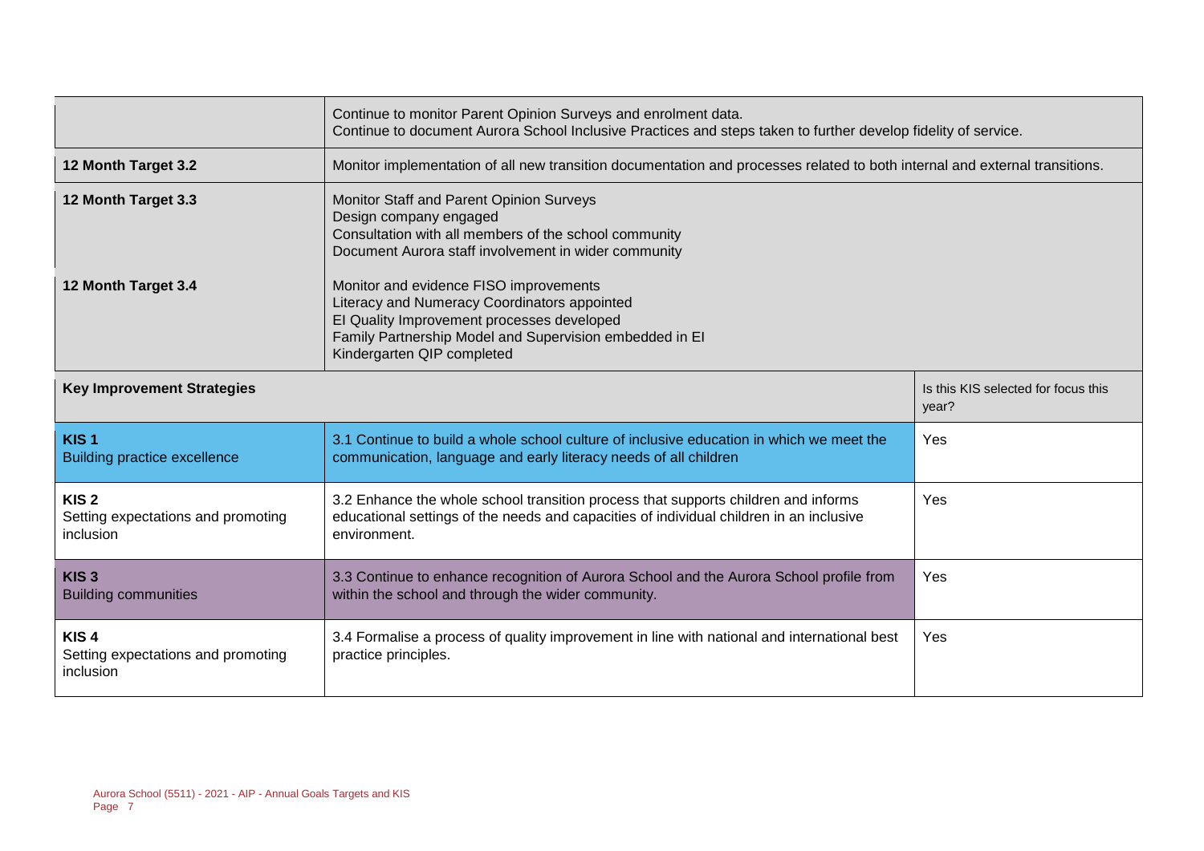| | | |
|---|---|---|
| | Continue to monitor Parent Opinion Surveys and enrolment data.<br>Continue to document Aurora School Inclusive Practices and steps taken to further develop fidelity of service. | |
| **12 Month Target 3.2** | Monitor implementation of all new transition documentation and processes related to both internal and external transitions. | |
| **12 Month Target 3.3** | Monitor Staff and Parent Opinion Surveys<br>Design company engaged<br>Consultation with all members of the school community<br>Document Aurora staff involvement in wider community | |
| **12 Month Target 3.4** | Monitor and evidence FISO improvements<br>Literacy and Numeracy Coordinators appointed<br>EI Quality Improvement processes developed<br>Family Partnership Model and Supervision embedded in EI<br>Kindergarten QIP completed | |
| **Key Improvement Strategies** | | Is this KIS selected for focus this year? |
| **KIS 1**<br>Building practice excellence | 3.1 Continue to build a whole school culture of inclusive education in which we meet the communication, language and early literacy needs of all children | Yes |
| **KIS 2**<br>Setting expectations and promoting inclusion | 3.2 Enhance the whole school transition process that supports children and informs educational settings of the needs and capacities of individual children in an inclusive environment. | Yes |
| **KIS 3**<br>Building communities | 3.3 Continue to enhance recognition of Aurora School and the Aurora School profile from within the school and through the wider community. | Yes |
| **KIS 4**<br>Setting expectations and promoting inclusion | 3.4 Formalise a process of quality improvement in line with national and international best practice principles. | Yes |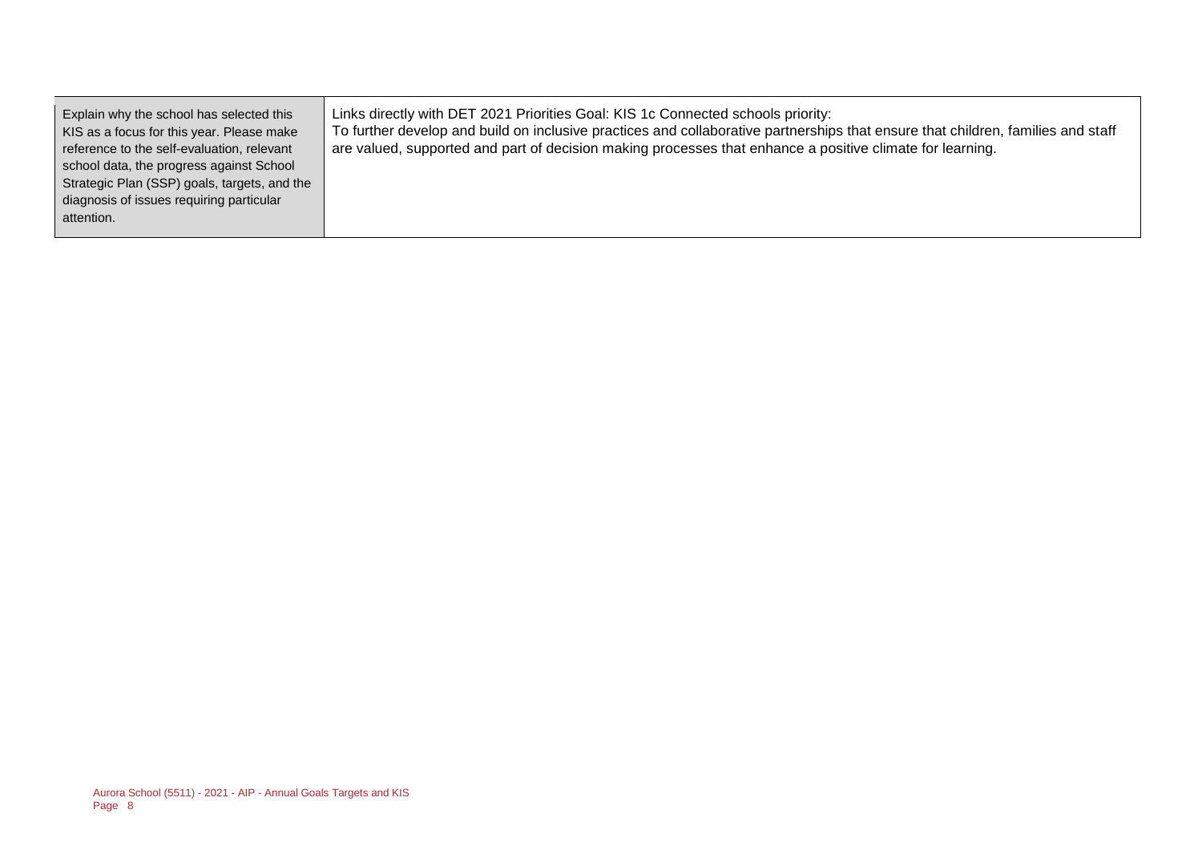| Explain why the school has selected this KIS as a focus for this year. Please make reference to the self-evaluation, relevant school data, the progress against School Strategic Plan (SSP) goals, targets, and the diagnosis of issues requiring particular attention. | Links directly with DET 2021 Priorities Goal: KIS 1c Connected schools priority: To further develop and build on inclusive practices and collaborative partnerships that ensure that children, families and staff are valued, supported and part of decision making processes that enhance a positive climate for learning. |
|---|---|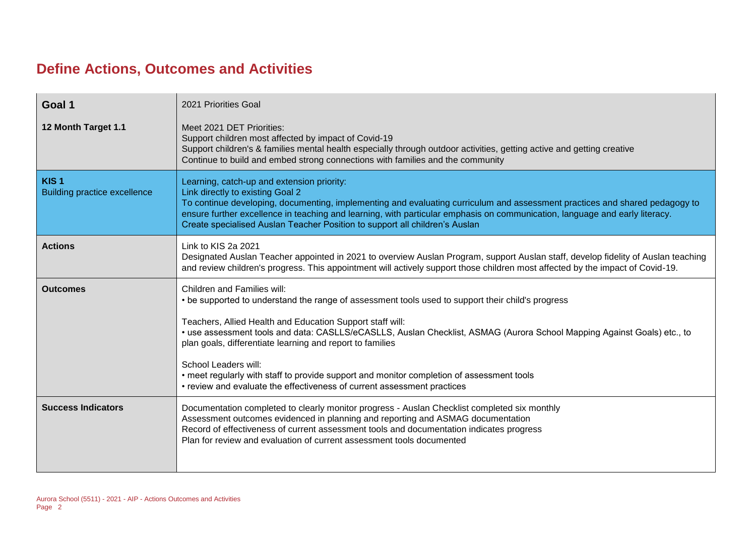# Define Actions, Outcomes and Activities

| Goal 1 | 2021 Priorities Goal |
|---|---|
| **12 Month Target 1.1** | Meet 2021 DET Priorities:<br>Support children most affected by impact of Covid-19<br>Support children's & families mental health especially through outdoor activities, getting active and getting creative<br>Continue to build and embed strong connections with families and the community |
| **KIS 1**<br>Building practice excellence | Learning, catch-up and extension priority:<br>Link directly to existing Goal 2<br>To continue developing, documenting, implementing and evaluating curriculum and assessment practices and shared pedagogy to ensure further excellence in teaching and learning, with particular emphasis on communication, language and early literacy.<br>Create specialised Auslan Teacher Position to support all children's Auslan |
| **Actions** | Link to KIS 2a 2021<br>Designated Auslan Teacher appointed in 2021 to overview Auslan Program, support Auslan staff, develop fidelity of Auslan teaching and review children's progress. This appointment will actively support those children most affected by the impact of Covid-19. |
| **Outcomes** | Children and Families will:<br>• be supported to understand the range of assessment tools used to support their child's progress<br><br>Teachers, Allied Health and Education Support staff will:<br>• use assessment tools and data: CASLLS/eCASLLS, Auslan Checklist, ASMAG (Aurora School Mapping Against Goals) etc., to plan goals, differentiate learning and report to families<br><br>School Leaders will:<br>• meet regularly with staff to provide support and monitor completion of assessment tools<br>• review and evaluate the effectiveness of current assessment practices |
| **Success Indicators** | Documentation completed to clearly monitor progress - Auslan Checklist completed six monthly<br>Assessment outcomes evidenced in planning and reporting and ASMAG documentation<br>Record of effectiveness of current assessment tools and documentation indicates progress<br>Plan for review and evaluation of current assessment tools documented |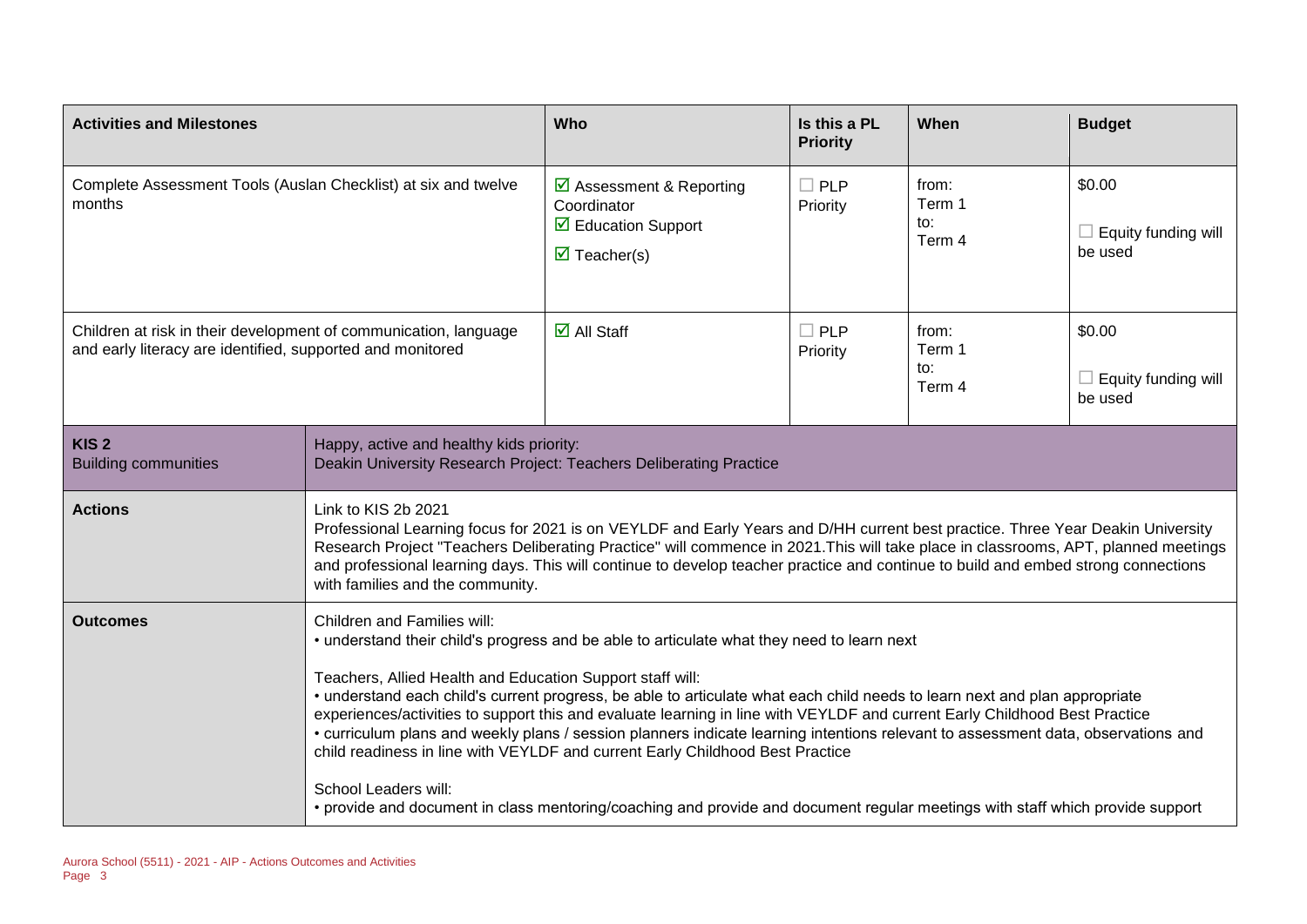| Activities and Milestones | Who | Is this a PL Priority | When | Budget |
|---|---|---|---|---|
| Complete Assessment Tools (Auslan Checklist) at six and twelve months | ☑ Assessment & Reporting Coordinator<br>☑ Education Support<br>☑ Teacher(s) | ☐ PLP Priority | from: Term 1<br>to: Term 4 | $0.00<br>☐ Equity funding will be used |
| Children at risk in their development of communication, language and early literacy are identified, supported and monitored | ☑ All Staff | ☐ PLP Priority | from: Term 1<br>to: Term 4 | $0.00<br>☐ Equity funding will be used |

| | |
|---|---|
| **KIS 2**<br>Building communities | Happy, active and healthy kids priority:<br>Deakin University Research Project: Teachers Deliberating Practice |
| **Actions** | Link to KIS 2b 2021<br>Professional Learning focus for 2021 is on VEYLDF and Early Years and D/HH current best practice. Three Year Deakin University Research Project "Teachers Deliberating Practice" will commence in 2021.This will take place in classrooms, APT, planned meetings and professional learning days. This will continue to develop teacher practice and continue to build and embed strong connections with families and the community. |
| **Outcomes** | Children and Families will:<br>• understand their child's progress and be able to articulate what they need to learn next<br><br>Teachers, Allied Health and Education Support staff will:<br>• understand each child's current progress, be able to articulate what each child needs to learn next and plan appropriate experiences/activities to support this and evaluate learning in line with VEYLDF and current Early Childhood Best Practice<br>• curriculum plans and weekly plans / session planners indicate learning intentions relevant to assessment data, observations and child readiness in line with VEYLDF and current Early Childhood Best Practice<br><br>School Leaders will:<br>• provide and document in class mentoring/coaching and provide and document regular meetings with staff which provide support |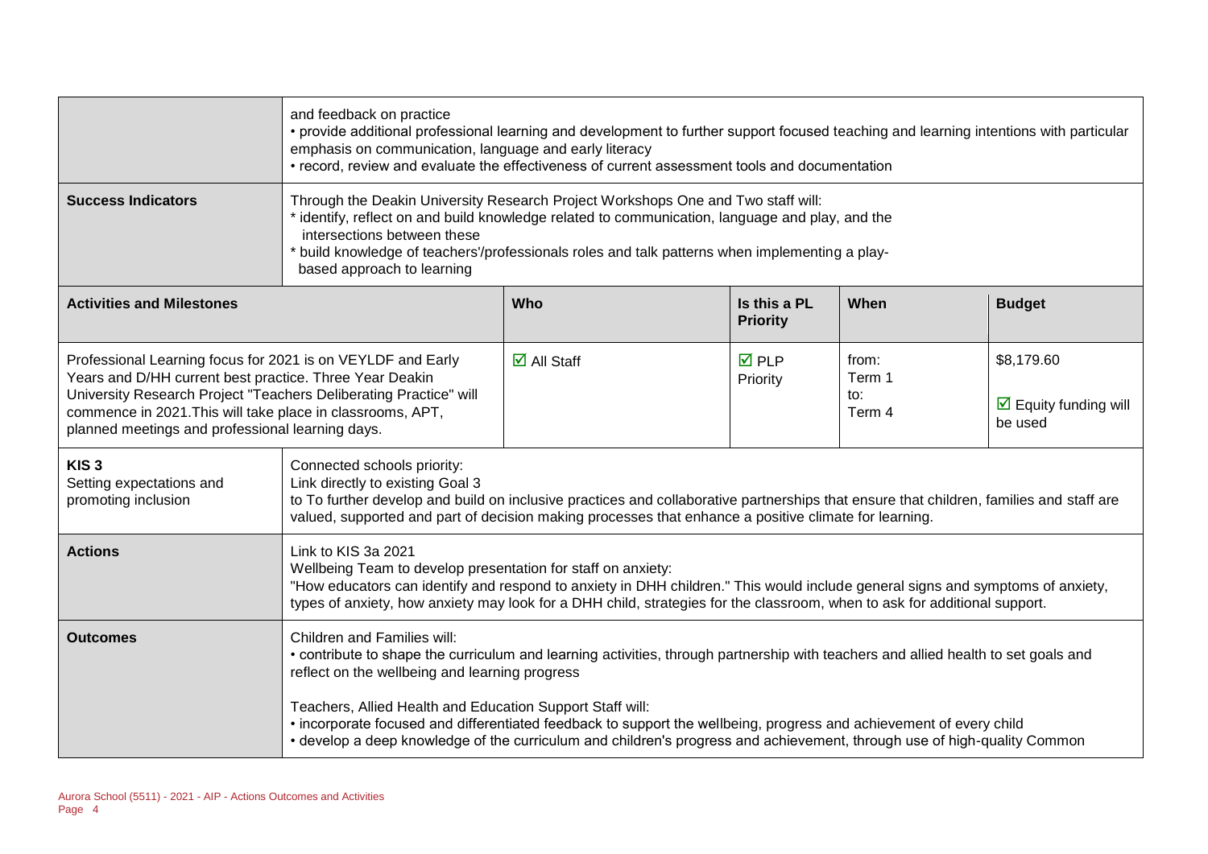| | | | | | |
|---|---|---|---|---|---|
| | and feedback on practice<br>• provide additional professional learning and development to further support focused teaching and learning intentions with particular emphasis on communication, language and early literacy<br>• record, review and evaluate the effectiveness of current assessment tools and documentation | | | | |
| **Success Indicators** | Through the Deakin University Research Project Workshops One and Two staff will:<br>* identify, reflect on and build knowledge related to communication, language and play, and the intersections between these<br>* build knowledge of teachers'/professionals roles and talk patterns when implementing a play-based approach to learning | | | | |
| **Activities and Milestones** | | **Who** | **Is this a PL Priority** | **When** | **Budget** |
| Professional Learning focus for 2021 is on VEYLDF and Early Years and D/HH current best practice. Three Year Deakin University Research Project "Teachers Deliberating Practice" will commence in 2021.This will take place in classrooms, APT, planned meetings and professional learning days. | | ☑ All Staff | ☑ PLP Priority | from: Term 1<br>to: Term 4 | $8,179.60<br>☑ Equity funding will be used |
| **KIS 3**<br>Setting expectations and promoting inclusion | Connected schools priority:<br>Link directly to existing Goal 3<br>to To further develop and build on inclusive practices and collaborative partnerships that ensure that children, families and staff are valued, supported and part of decision making processes that enhance a positive climate for learning. | | | | |
| **Actions** | Link to KIS 3a 2021<br>Wellbeing Team to develop presentation for staff on anxiety:<br>"How educators can identify and respond to anxiety in DHH children." This would include general signs and symptoms of anxiety, types of anxiety, how anxiety may look for a DHH child, strategies for the classroom, when to ask for additional support. | | | | |
| **Outcomes** | Children and Families will:<br>• contribute to shape the curriculum and learning activities, through partnership with teachers and allied health to set goals and reflect on the wellbeing and learning progress<br><br>Teachers, Allied Health and Education Support Staff will:<br>• incorporate focused and differentiated feedback to support the wellbeing, progress and achievement of every child<br>• develop a deep knowledge of the curriculum and children's progress and achievement, through use of high-quality Common | | | | |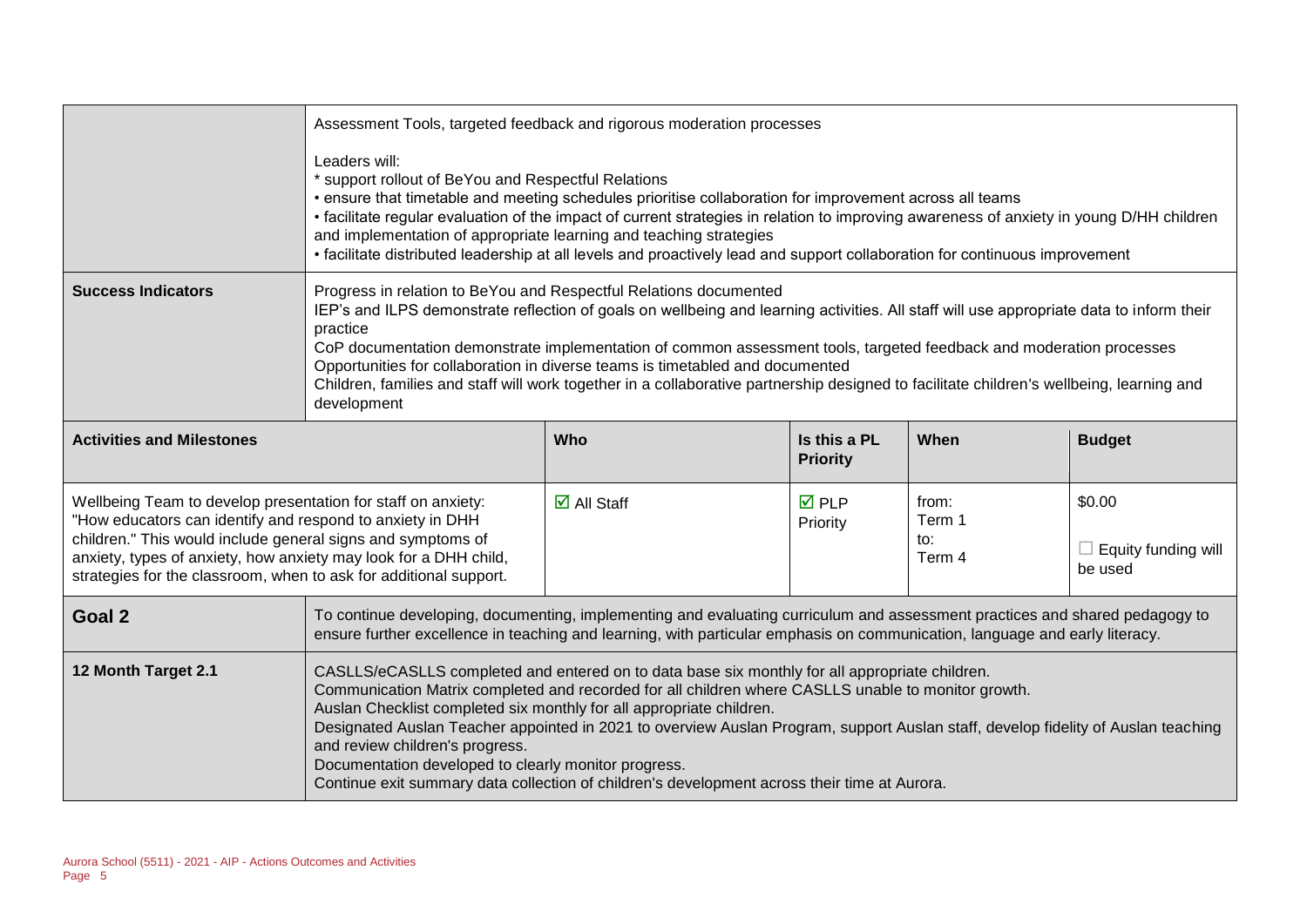| | | | | | |
|---|---|---|---|---|---|
| | Assessment Tools, targeted feedback and rigorous moderation processes<br><br>Leaders will:<br>* support rollout of BeYou and Respectful Relations<br>• ensure that timetable and meeting schedules prioritise collaboration for improvement across all teams<br>• facilitate regular evaluation of the impact of current strategies in relation to improving awareness of anxiety in young D/HH children and implementation of appropriate learning and teaching strategies<br>• facilitate distributed leadership at all levels and proactively lead and support collaboration for continuous improvement | | | | |
| **Success Indicators** | Progress in relation to BeYou and Respectful Relations documented<br>IEP's and ILPS demonstrate reflection of goals on wellbeing and learning activities. All staff will use appropriate data to inform their practice<br>CoP documentation demonstrate implementation of common assessment tools, targeted feedback and moderation processes<br>Opportunities for collaboration in diverse teams is timetabled and documented<br>Children, families and staff will work together in a collaborative partnership designed to facilitate children's wellbeing, learning and development | | | | |
| **Activities and Milestones** | | **Who** | **Is this a PL Priority** | **When** | **Budget** |
| Wellbeing Team to develop presentation for staff on anxiety: "How educators can identify and respond to anxiety in DHH children." This would include general signs and symptoms of anxiety, types of anxiety, how anxiety may look for a DHH child, strategies for the classroom, when to ask for additional support. | | ☑ All Staff | ☑ PLP Priority | from: Term 1 to: Term 4 | $0.00<br>☐ Equity funding will be used |
| **Goal 2** | To continue developing, documenting, implementing and evaluating curriculum and assessment practices and shared pedagogy to ensure further excellence in teaching and learning, with particular emphasis on communication, language and early literacy. | | | | |
| **12 Month Target 2.1** | CASLLS/eCASLLS completed and entered on to data base six monthly for all appropriate children.<br>Communication Matrix completed and recorded for all children where CASLLS unable to monitor growth.<br>Auslan Checklist completed six monthly for all appropriate children.<br>Designated Auslan Teacher appointed in 2021 to overview Auslan Program, support Auslan staff, develop fidelity of Auslan teaching and review children's progress.<br>Documentation developed to clearly monitor progress.<br>Continue exit summary data collection of children's development across their time at Aurora. | | | | |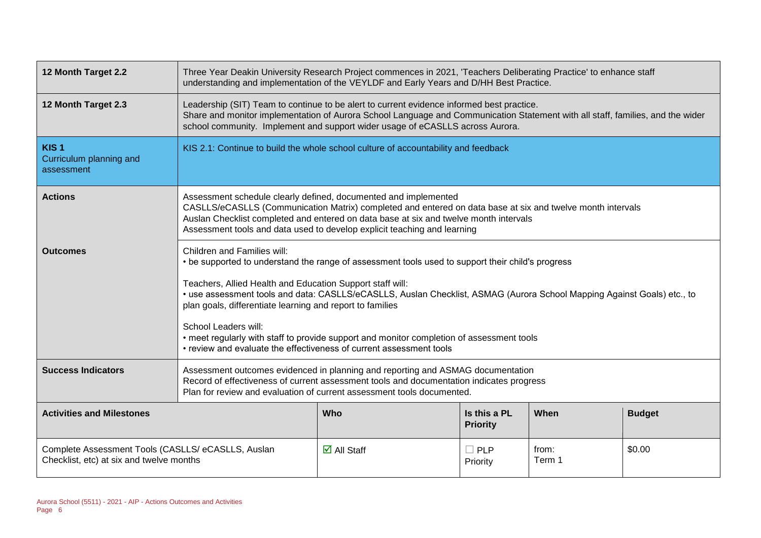| | | | | | |
|---|---|---|---|---|---|
| **12 Month Target 2.2** | Three Year Deakin University Research Project commences in 2021, 'Teachers Deliberating Practice' to enhance staff understanding and implementation of the VEYLDF and Early Years and D/HH Best Practice. | | | | |
| **12 Month Target 2.3** | Leadership (SIT) Team to continue to be alert to current evidence informed best practice.<br>Share and monitor implementation of Aurora School Language and Communication Statement with all staff, families, and the wider school community. Implement and support wider usage of eCASLLS across Aurora. | | | | |
| **KIS 1**<br>Curriculum planning and assessment | KIS 2.1: Continue to build the whole school culture of accountability and feedback | | | | |
| **Actions** | Assessment schedule clearly defined, documented and implemented<br>CASLLS/eCASLLS (Communication Matrix) completed and entered on data base at six and twelve month intervals<br>Auslan Checklist completed and entered on data base at six and twelve month intervals<br>Assessment tools and data used to develop explicit teaching and learning | | | | |
| **Outcomes** | Children and Families will:<br>• be supported to understand the range of assessment tools used to support their child's progress<br><br>Teachers, Allied Health and Education Support staff will:<br>• use assessment tools and data: CASLLS/eCASLLS, Auslan Checklist, ASMAG (Aurora School Mapping Against Goals) etc., to plan goals, differentiate learning and report to families<br><br>School Leaders will:<br>• meet regularly with staff to provide support and monitor completion of assessment tools<br>• review and evaluate the effectiveness of current assessment tools | | | | |
| **Success Indicators** | Assessment outcomes evidenced in planning and reporting and ASMAG documentation<br>Record of effectiveness of current assessment tools and documentation indicates progress<br>Plan for review and evaluation of current assessment tools documented. | | | | |
| **Activities and Milestones** | | **Who** | **Is this a PL Priority** | **When** | **Budget** |
| Complete Assessment Tools (CASLLS/ eCASLLS, Auslan Checklist, etc) at six and twelve months | | ☑ All Staff | ☐ PLP Priority | from:<br>Term 1 | $0.00 |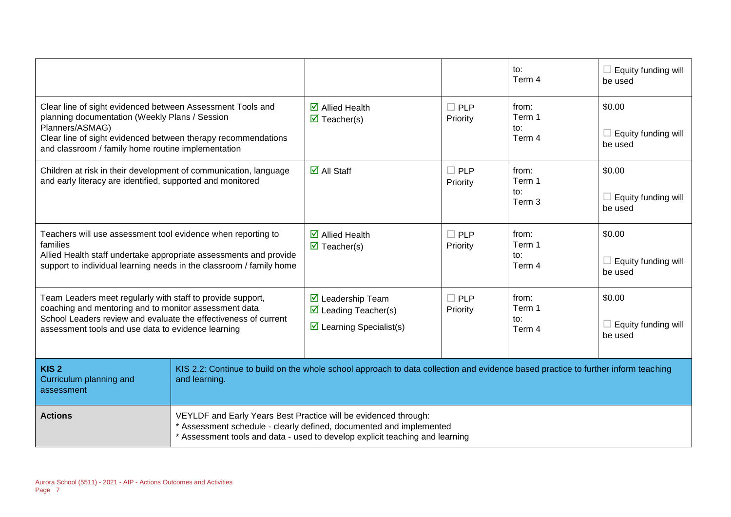| | | | | |
|---|---|---|---|---|
| | | | to:<br>Term 4 | ☐ Equity funding will be used |
| Clear line of sight evidenced between Assessment Tools and planning documentation (Weekly Plans / Session Planners/ASMAG)<br>Clear line of sight evidenced between therapy recommendations and classroom / family home routine implementation | ☑ Allied Health<br>☑ Teacher(s) | ☐ PLP Priority | from:<br>Term 1<br>to:<br>Term 4 | $0.00<br><br>☐ Equity funding will be used |
| Children at risk in their development of communication, language and early literacy are identified, supported and monitored | ☑ All Staff | ☐ PLP Priority | from:<br>Term 1<br>to:<br>Term 3 | $0.00<br><br>☐ Equity funding will be used |
| Teachers will use assessment tool evidence when reporting to families<br>Allied Health staff undertake appropriate assessments and provide support to individual learning needs in the classroom / family home | ☑ Allied Health<br>☑ Teacher(s) | ☐ PLP Priority | from:<br>Term 1<br>to:<br>Term 4 | $0.00<br><br>☐ Equity funding will be used |
| Team Leaders meet regularly with staff to provide support, coaching and mentoring and to monitor assessment data<br>School Leaders review and evaluate the effectiveness of current assessment tools and use data to evidence learning | ☑ Leadership Team<br>☑ Leading Teacher(s)<br>☑ Learning Specialist(s) | ☐ PLP Priority | from:<br>Term 1<br>to:<br>Term 4 | $0.00<br><br>☐ Equity funding will be used |

| | |
|---|---|
| **KIS 2**<br>Curriculum planning and assessment | KIS 2.2: Continue to build on the whole school approach to data collection and evidence based practice to further inform teaching and learning. |
| **Actions** | VEYLDF and Early Years Best Practice will be evidenced through:<br>* Assessment schedule - clearly defined, documented and implemented<br>* Assessment tools and data - used to develop explicit teaching and learning |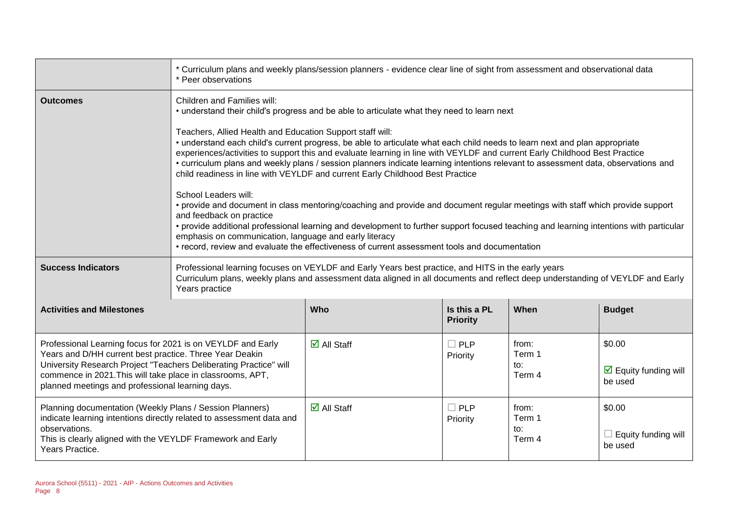| | |
|---|---|
| | * Curriculum plans and weekly plans/session planners - evidence clear line of sight from assessment and observational data<br>* Peer observations |
| **Outcomes** | Children and Families will:<br>• understand their child's progress and be able to articulate what they need to learn next<br><br>Teachers, Allied Health and Education Support staff will:<br>• understand each child's current progress, be able to articulate what each child needs to learn next and plan appropriate experiences/activities to support this and evaluate learning in line with VEYLDF and current Early Childhood Best Practice<br>• curriculum plans and weekly plans / session planners indicate learning intentions relevant to assessment data, observations and child readiness in line with VEYLDF and current Early Childhood Best Practice<br><br>School Leaders will:<br>• provide and document in class mentoring/coaching and provide and document regular meetings with staff which provide support and feedback on practice<br>• provide additional professional learning and development to further support focused teaching and learning intentions with particular emphasis on communication, language and early literacy<br>• record, review and evaluate the effectiveness of current assessment tools and documentation |
| **Success Indicators** | Professional learning focuses on VEYLDF and Early Years best practice, and HITS in the early years<br>Curriculum plans, weekly plans and assessment data aligned in all documents and reflect deep understanding of VEYLDF and Early Years practice |

| Activities and Milestones | Who | Is this a PL Priority | When | Budget |
|---|---|---|---|---|
| Professional Learning focus for 2021 is on VEYLDF and Early Years and D/HH current best practice. Three Year Deakin University Research Project "Teachers Deliberating Practice" will commence in 2021.This will take place in classrooms, APT, planned meetings and professional learning days. | ☑ All Staff | ☐ PLP Priority | from: Term 1 to: Term 4 | $0.00<br><br>☑ Equity funding will be used |
| Planning documentation (Weekly Plans / Session Planners) indicate learning intentions directly related to assessment data and observations.<br>This is clearly aligned with the VEYLDF Framework and Early Years Practice. | ☑ All Staff | ☐ PLP Priority | from: Term 1 to: Term 4 | $0.00<br><br>☐ Equity funding will be used |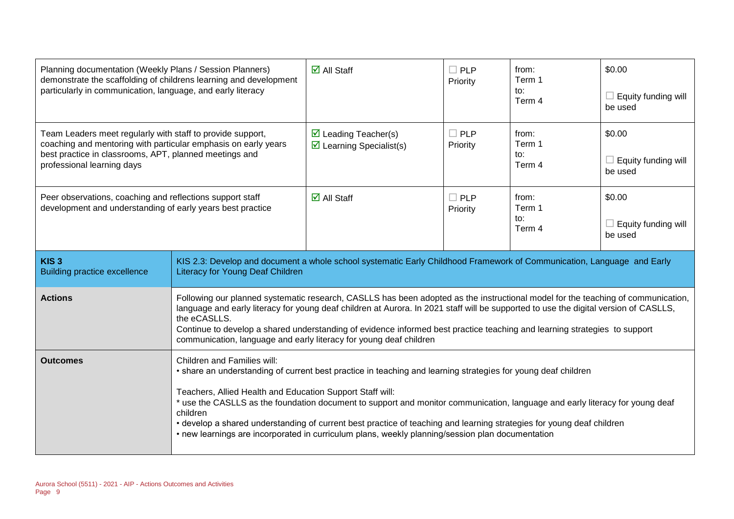| | | | | |
|---|---|---|---|---|
| Planning documentation (Weekly Plans / Session Planners) demonstrate the scaffolding of childrens learning and development particularly in communication, language, and early literacy | ☑ All Staff | ☐ PLP Priority | from: Term 1 to: Term 4 | $0.00 ☐ Equity funding will be used |
| Team Leaders meet regularly with staff to provide support, coaching and mentoring with particular emphasis on early years best practice in classrooms, APT, planned meetings and professional learning days | ☑ Leading Teacher(s) ☑ Learning Specialist(s) | ☐ PLP Priority | from: Term 1 to: Term 4 | $0.00 ☐ Equity funding will be used |
| Peer observations, coaching and reflections support staff development and understanding of early years best practice | ☑ All Staff | ☐ PLP Priority | from: Term 1 to: Term 4 | $0.00 ☐ Equity funding will be used |

| | |
|---|---|
| **KIS 3** Building practice excellence | KIS 2.3: Develop and document a whole school systematic Early Childhood Framework of Communication, Language and Early Literacy for Young Deaf Children |
| **Actions** | Following our planned systematic research, CASLLS has been adopted as the instructional model for the teaching of communication, language and early literacy for young deaf children at Aurora. In 2021 staff will be supported to use the digital version of CASLLS, the eCASLLS.<br>Continue to develop a shared understanding of evidence informed best practice teaching and learning strategies to support communication, language and early literacy for young deaf children |
| **Outcomes** | Children and Families will:<br>• share an understanding of current best practice in teaching and learning strategies for young deaf children<br><br>Teachers, Allied Health and Education Support Staff will:<br>* use the CASLLS as the foundation document to support and monitor communication, language and early literacy for young deaf children<br>• develop a shared understanding of current best practice of teaching and learning strategies for young deaf children<br>• new learnings are incorporated in curriculum plans, weekly planning/session plan documentation |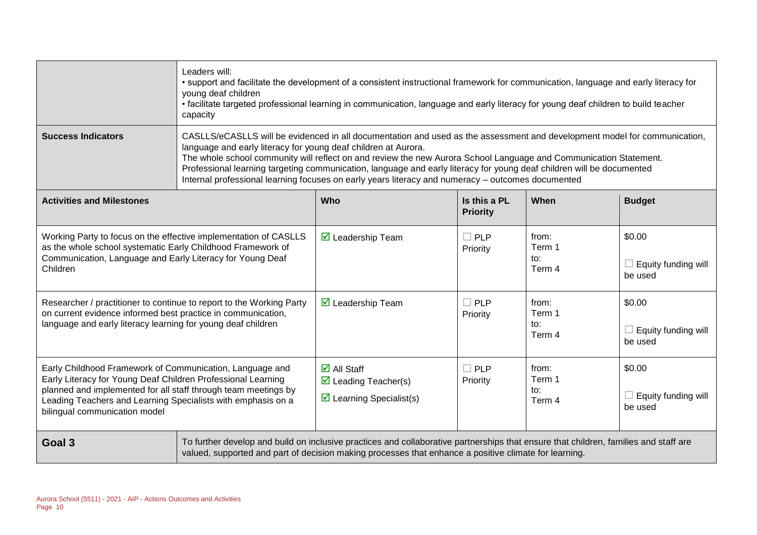| | |
|---|---|
| | Leaders will:<br>• support and facilitate the development of a consistent instructional framework for communication, language and early literacy for young deaf children<br>• facilitate targeted professional learning in communication, language and early literacy for young deaf children to build teacher capacity |
| **Success Indicators** | CASLLS/eCASLLS will be evidenced in all documentation and used as the assessment and development model for communication, language and early literacy for young deaf children at Aurora.<br>The whole school community will reflect on and review the new Aurora School Language and Communication Statement.<br>Professional learning targeting communication, language and early literacy for young deaf children will be documented<br>Internal professional learning focuses on early years literacy and numeracy – outcomes documented |

| Activities and Milestones | Who | Is this a PL Priority | When | Budget |
|---|---|---|---|---|
| Working Party to focus on the effective implementation of CASLLS as the whole school systematic Early Childhood Framework of Communication, Language and Early Literacy for Young Deaf Children | ☑ Leadership Team | ☐ PLP Priority | from: Term 1 to: Term 4 | $0.00<br>☐ Equity funding will be used |
| Researcher / practitioner to continue to report to the Working Party on current evidence informed best practice in communication, language and early literacy learning for young deaf children | ☑ Leadership Team | ☐ PLP Priority | from: Term 1 to: Term 4 | $0.00<br>☐ Equity funding will be used |
| Early Childhood Framework of Communication, Language and Early Literacy for Young Deaf Children Professional Learning planned and implemented for all staff through team meetings by Leading Teachers and Learning Specialists with emphasis on a bilingual communication model | ☑ All Staff<br>☑ Leading Teacher(s)<br>☑ Learning Specialist(s) | ☐ PLP Priority | from: Term 1 to: Term 4 | $0.00<br>☐ Equity funding will be used |

| | |
|---|---|
| **Goal 3** | To further develop and build on inclusive practices and collaborative partnerships that ensure that children, families and staff are valued, supported and part of decision making processes that enhance a positive climate for learning. |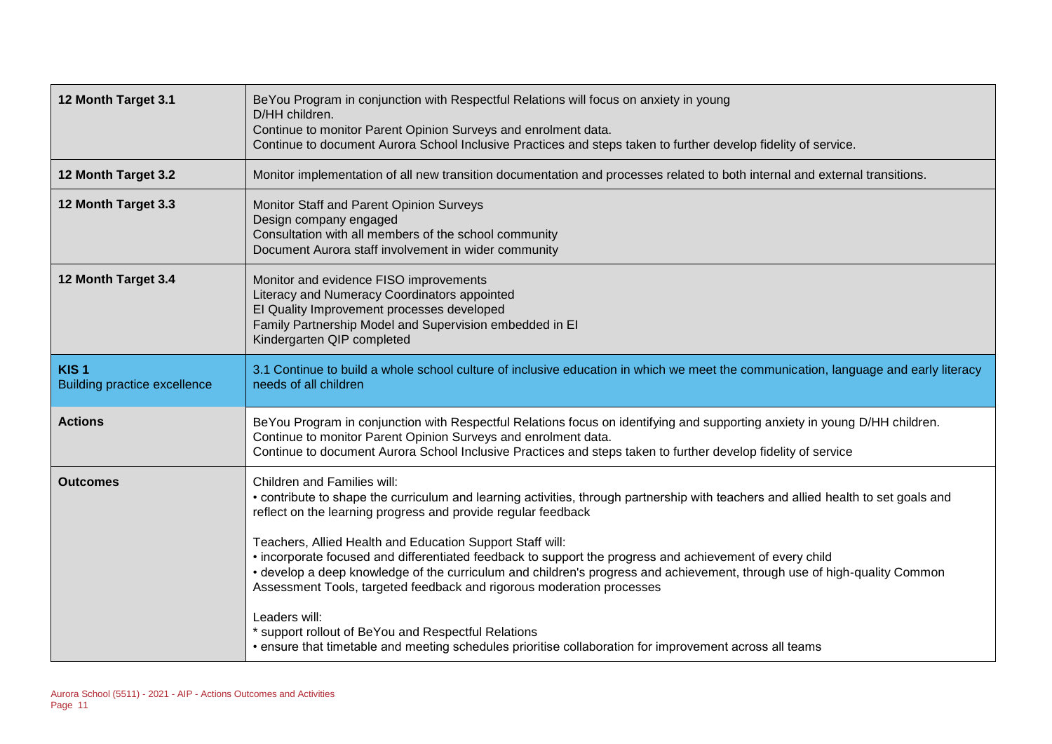| | |
|---|---|
| **12 Month Target 3.1** | BeYou Program in conjunction with Respectful Relations will focus on anxiety in young D/HH children.<br>Continue to monitor Parent Opinion Surveys and enrolment data.<br>Continue to document Aurora School Inclusive Practices and steps taken to further develop fidelity of service. |
| **12 Month Target 3.2** | Monitor implementation of all new transition documentation and processes related to both internal and external transitions. |
| **12 Month Target 3.3** | Monitor Staff and Parent Opinion Surveys<br>Design company engaged<br>Consultation with all members of the school community<br>Document Aurora staff involvement in wider community |
| **12 Month Target 3.4** | Monitor and evidence FISO improvements<br>Literacy and Numeracy Coordinators appointed<br>EI Quality Improvement processes developed<br>Family Partnership Model and Supervision embedded in EI<br>Kindergarten QIP completed |
| **KIS 1**<br>Building practice excellence | 3.1 Continue to build a whole school culture of inclusive education in which we meet the communication, language and early literacy needs of all children |
| **Actions** | BeYou Program in conjunction with Respectful Relations focus on identifying and supporting anxiety in young D/HH children.<br>Continue to monitor Parent Opinion Surveys and enrolment data.<br>Continue to document Aurora School Inclusive Practices and steps taken to further develop fidelity of service |
| **Outcomes** | Children and Families will:<br>• contribute to shape the curriculum and learning activities, through partnership with teachers and allied health to set goals and reflect on the learning progress and provide regular feedback<br><br>Teachers, Allied Health and Education Support Staff will:<br>• incorporate focused and differentiated feedback to support the progress and achievement of every child<br>• develop a deep knowledge of the curriculum and children's progress and achievement, through use of high-quality Common Assessment Tools, targeted feedback and rigorous moderation processes<br><br>Leaders will:<br>* support rollout of BeYou and Respectful Relations<br>• ensure that timetable and meeting schedules prioritise collaboration for improvement across all teams |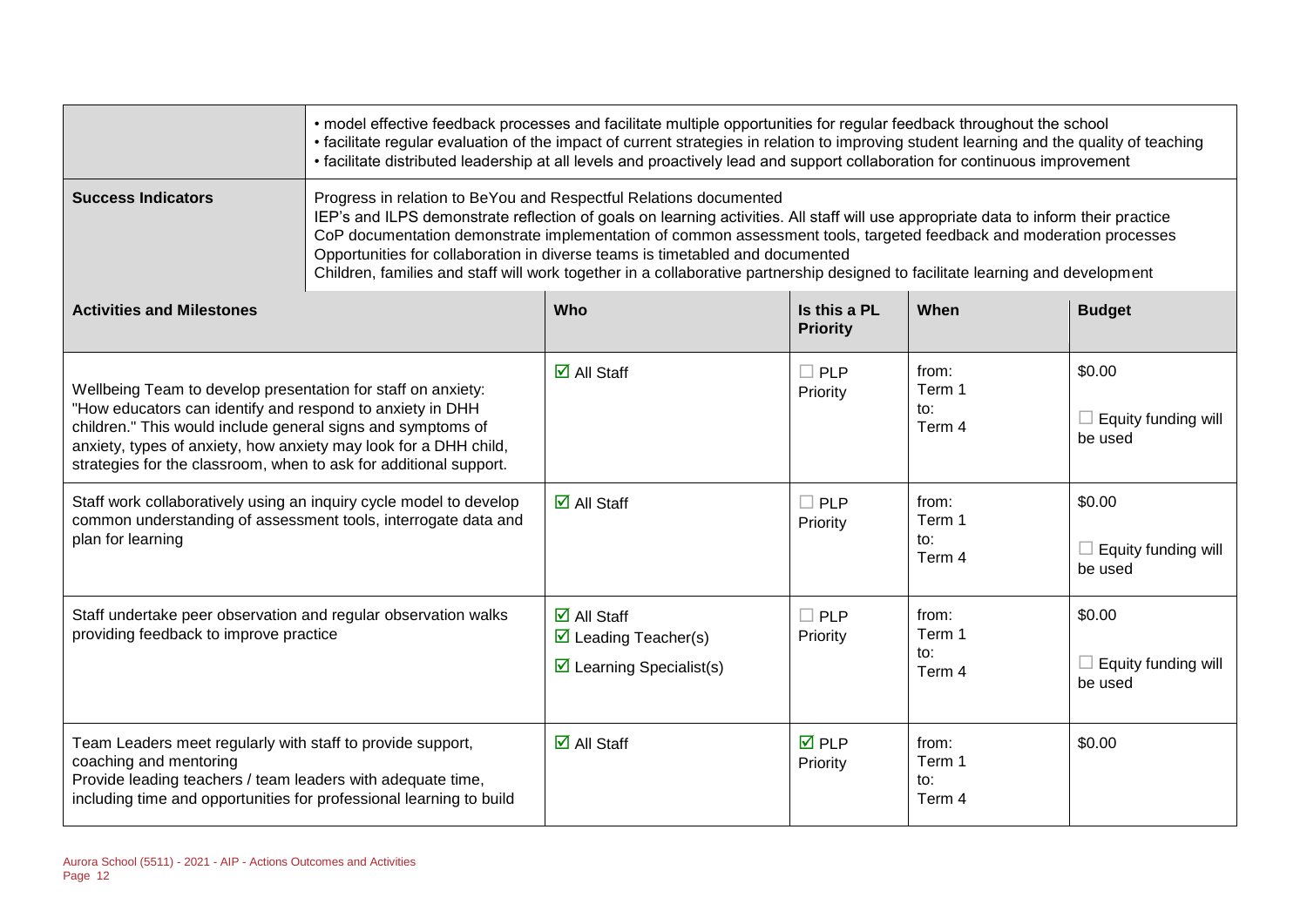| | | | | | |
|---|---|---|---|---|---|
| | • model effective feedback processes and facilitate multiple opportunities for regular feedback throughout the school<br>• facilitate regular evaluation of the impact of current strategies in relation to improving student learning and the quality of teaching<br>• facilitate distributed leadership at all levels and proactively lead and support collaboration for continuous improvement | | | | |
| **Success Indicators** | Progress in relation to BeYou and Respectful Relations documented<br>IEP's and ILPS demonstrate reflection of goals on learning activities. All staff will use appropriate data to inform their practice<br>CoP documentation demonstrate implementation of common assessment tools, targeted feedback and moderation processes<br>Opportunities for collaboration in diverse teams is timetabled and documented<br>Children, families and staff will work together in a collaborative partnership designed to facilitate learning and development | | | | |

| **Activities and Milestones** | **Who** | **Is this a PL Priority** | **When** | **Budget** |
|---|---|---|---|---|
| Wellbeing Team to develop presentation for staff on anxiety: "How educators can identify and respond to anxiety in DHH children." This would include general signs and symptoms of anxiety, types of anxiety, how anxiety may look for a DHH child, strategies for the classroom, when to ask for additional support. | ☑ All Staff | ☐ PLP Priority | from: Term 1 to: Term 4 | \$0.00<br>☐ Equity funding will be used |
| Staff work collaboratively using an inquiry cycle model to develop common understanding of assessment tools, interrogate data and plan for learning | ☑ All Staff | ☐ PLP Priority | from: Term 1 to: Term 4 | \$0.00<br>☐ Equity funding will be used |
| Staff undertake peer observation and regular observation walks providing feedback to improve practice | ☑ All Staff<br>☑ Leading Teacher(s)<br>☑ Learning Specialist(s) | ☐ PLP Priority | from: Term 1 to: Term 4 | \$0.00<br>☐ Equity funding will be used |
| Team Leaders meet regularly with staff to provide support, coaching and mentoring<br>Provide leading teachers / team leaders with adequate time, including time and opportunities for professional learning to build | ☑ All Staff | ☑ PLP Priority | from: Term 1 to: Term 4 | \$0.00 |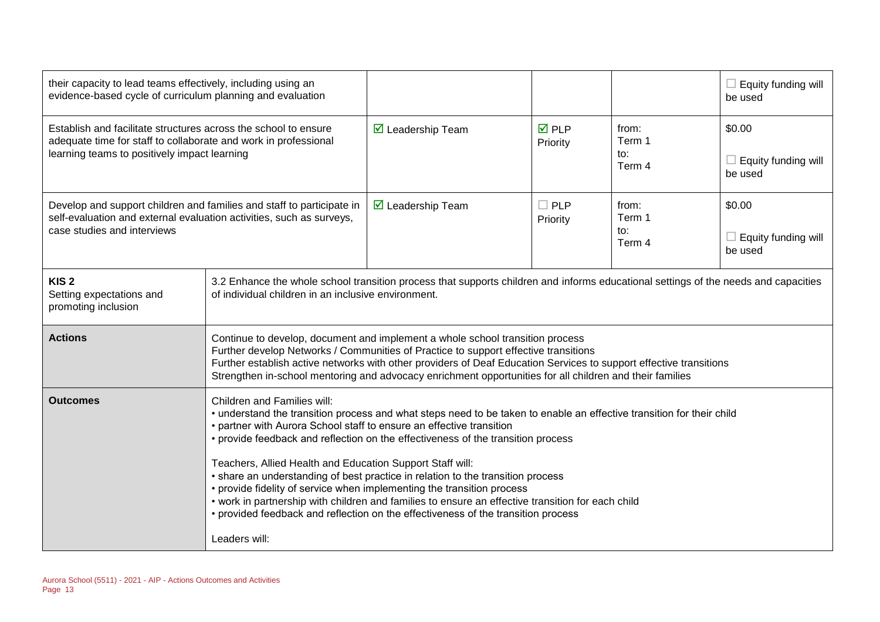| | | | | |
|---|---|---|---|---|
| their capacity to lead teams effectively, including using an evidence-based cycle of curriculum planning and evaluation | | | | ☐ Equity funding will be used |
| Establish and facilitate structures across the school to ensure adequate time for staff to collaborate and work in professional learning teams to positively impact learning | ☑ Leadership Team | ☑ PLP Priority | from: Term 1 to: Term 4 | $0.00 ☐ Equity funding will be used |
| Develop and support children and families and staff to participate in self-evaluation and external evaluation activities, such as surveys, case studies and interviews | ☑ Leadership Team | ☐ PLP Priority | from: Term 1 to: Term 4 | $0.00 ☐ Equity funding will be used |

| | |
|---|---|
| **KIS 2** Setting expectations and promoting inclusion | 3.2 Enhance the whole school transition process that supports children and informs educational settings of the needs and capacities of individual children in an inclusive environment. |
| **Actions** | Continue to develop, document and implement a whole school transition process<br>Further develop Networks / Communities of Practice to support effective transitions<br>Further establish active networks with other providers of Deaf Education Services to support effective transitions<br>Strengthen in-school mentoring and advocacy enrichment opportunities for all children and their families |
| **Outcomes** | Children and Families will:<br>• understand the transition process and what steps need to be taken to enable an effective transition for their child<br>• partner with Aurora School staff to ensure an effective transition<br>• provide feedback and reflection on the effectiveness of the transition process<br><br>Teachers, Allied Health and Education Support Staff will:<br>• share an understanding of best practice in relation to the transition process<br>• provide fidelity of service when implementing the transition process<br>• work in partnership with children and families to ensure an effective transition for each child<br>• provided feedback and reflection on the effectiveness of the transition process<br><br>Leaders will: |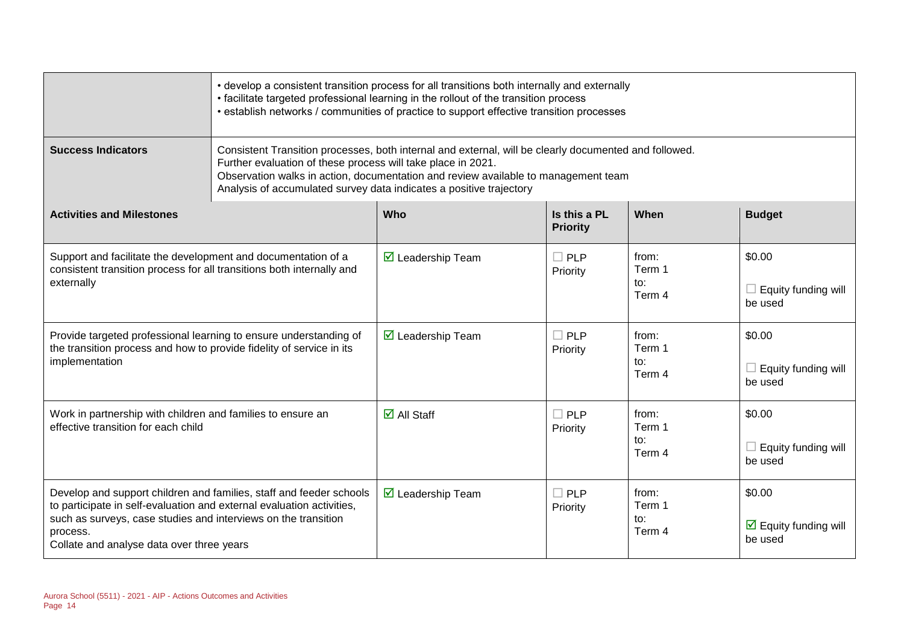| | | | | |
|---|---|---|---|---|
| | • develop a consistent transition process for all transitions both internally and externally<br>• facilitate targeted professional learning in the rollout of the transition process<br>• establish networks / communities of practice to support effective transition processes | | | |
| **Success Indicators** | Consistent Transition processes, both internal and external, will be clearly documented and followed.<br>Further evaluation of these process will take place in 2021.<br>Observation walks in action, documentation and review available to management team<br>Analysis of accumulated survey data indicates a positive trajectory | | | |

| **Activities and Milestones** | **Who** | **Is this a PL Priority** | **When** | **Budget** |
|---|---|---|---|---|
| Support and facilitate the development and documentation of a consistent transition process for all transitions both internally and externally | ☑ Leadership Team | ☐ PLP Priority | from:<br>Term 1<br>to:<br>Term 4 | \$0.00<br><br>☐ Equity funding will be used |
| Provide targeted professional learning to ensure understanding of the transition process and how to provide fidelity of service in its implementation | ☑ Leadership Team | ☐ PLP Priority | from:<br>Term 1<br>to:<br>Term 4 | \$0.00<br><br>☐ Equity funding will be used |
| Work in partnership with children and families to ensure an effective transition for each child | ☑ All Staff | ☐ PLP Priority | from:<br>Term 1<br>to:<br>Term 4 | \$0.00<br><br>☐ Equity funding will be used |
| Develop and support children and families, staff and feeder schools to participate in self-evaluation and external evaluation activities, such as surveys, case studies and interviews on the transition process.<br>Collate and analyse data over three years | ☑ Leadership Team | ☐ PLP Priority | from:<br>Term 1<br>to:<br>Term 4 | \$0.00<br><br>☑ Equity funding will be used |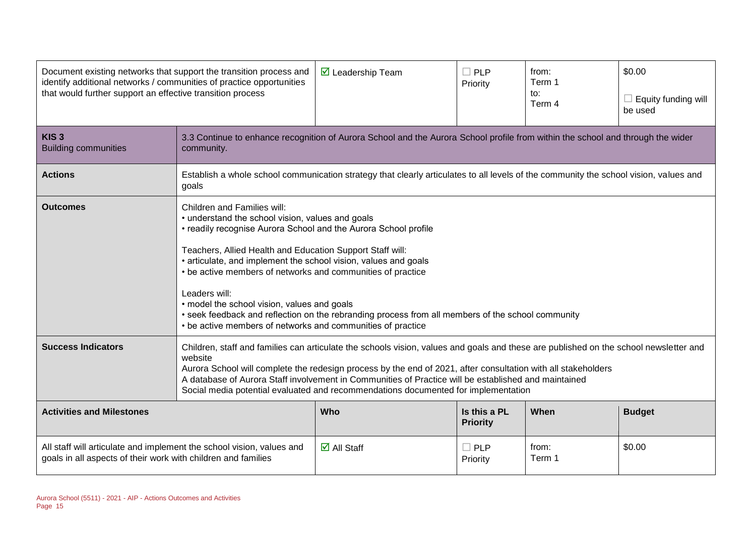| Activities and Milestones | Who | Is this a PL Priority | When | Budget |
|---|---|---|---|---|
| Document existing networks that support the transition process and identify additional networks / communities of practice opportunities that would further support an effective transition process | ☑ Leadership Team | ☐ PLP Priority | from: Term 1 to: Term 4 | $0.00 ☐ Equity funding will be used |

| | |
|---|---|
| **KIS 3** Building communities | 3.3 Continue to enhance recognition of Aurora School and the Aurora School profile from within the school and through the wider community. |
| **Actions** | Establish a whole school communication strategy that clearly articulates to all levels of the community the school vision, values and goals |
| **Outcomes** | Children and Families will:<br>• understand the school vision, values and goals<br>• readily recognise Aurora School and the Aurora School profile<br><br>Teachers, Allied Health and Education Support Staff will:<br>• articulate, and implement the school vision, values and goals<br>• be active members of networks and communities of practice<br><br>Leaders will:<br>• model the school vision, values and goals<br>• seek feedback and reflection on the rebranding process from all members of the school community<br>• be active members of networks and communities of practice |
| **Success Indicators** | Children, staff and families can articulate the schools vision, values and goals and these are published on the school newsletter and website<br>Aurora School will complete the redesign process by the end of 2021, after consultation with all stakeholders<br>A database of Aurora Staff involvement in Communities of Practice will be established and maintained<br>Social media potential evaluated and recommendations documented for implementation |

| Activities and Milestones | Who | Is this a PL Priority | When | Budget |
|---|---|---|---|---|
| All staff will articulate and implement the school vision, values and goals in all aspects of their work with children and families | ☑ All Staff | ☐ PLP Priority | from: Term 1 | $0.00 |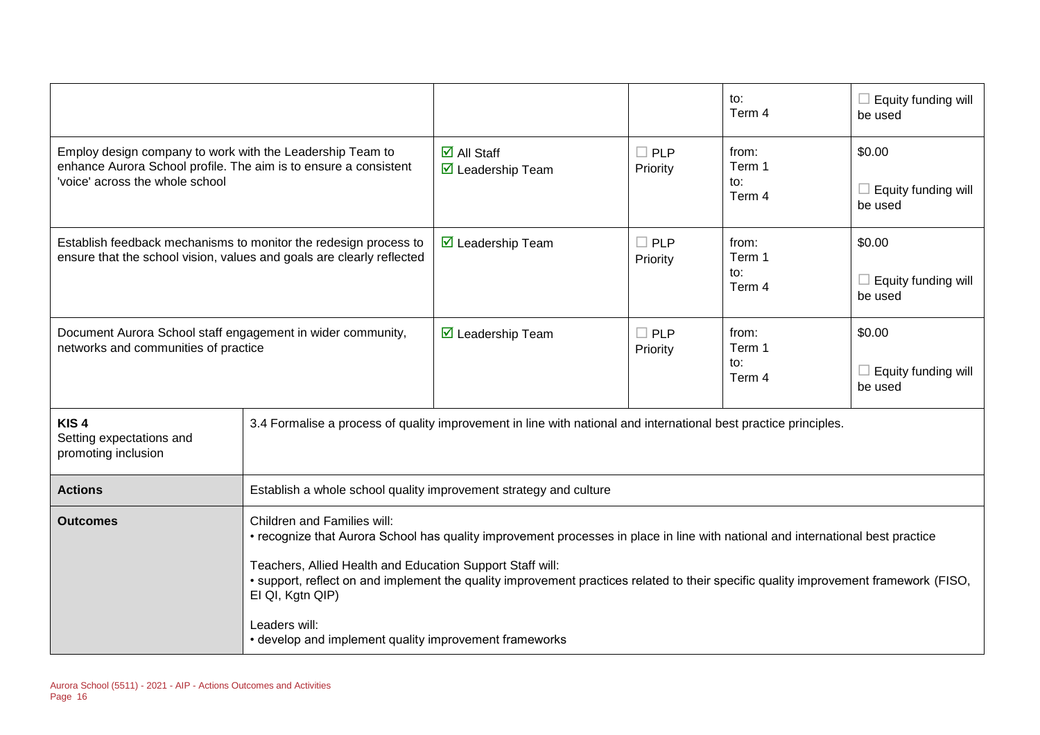| | | | to:<br>Term 4 | ☐ Equity funding will be used |
|---|---|---|---|---|
| Employ design company to work with the Leadership Team to enhance Aurora School profile. The aim is to ensure a consistent 'voice' across the whole school | ☑ All Staff<br>☑ Leadership Team | ☐ PLP Priority | from:<br>Term 1<br>to:<br>Term 4 | $0.00<br><br>☐ Equity funding will be used |
| Establish feedback mechanisms to monitor the redesign process to ensure that the school vision, values and goals are clearly reflected | ☑ Leadership Team | ☐ PLP Priority | from:<br>Term 1<br>to:<br>Term 4 | $0.00<br><br>☐ Equity funding will be used |
| Document Aurora School staff engagement in wider community, networks and communities of practice | ☑ Leadership Team | ☐ PLP Priority | from:<br>Term 1<br>to:<br>Term 4 | $0.00<br><br>☐ Equity funding will be used |

| | |
|---|---|
| **KIS 4**<br>Setting expectations and promoting inclusion | 3.4 Formalise a process of quality improvement in line with national and international best practice principles. |
| **Actions** | Establish a whole school quality improvement strategy and culture |
| **Outcomes** | Children and Families will:<br>• recognize that Aurora School has quality improvement processes in place in line with national and international best practice<br><br>Teachers, Allied Health and Education Support Staff will:<br>• support, reflect on and implement the quality improvement practices related to their specific quality improvement framework (FISO, EI QI, Kgtn QIP)<br><br>Leaders will:<br>• develop and implement quality improvement frameworks |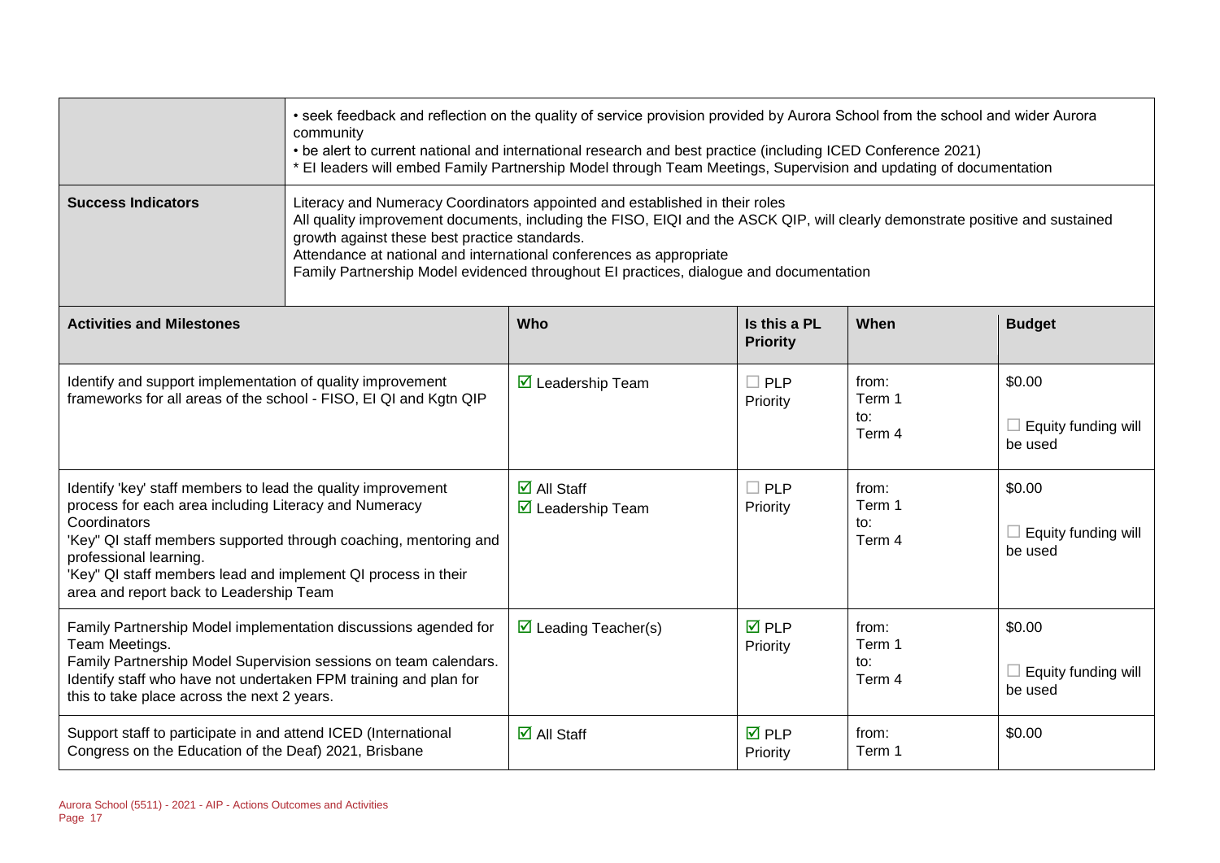| | |
|---|---|
| | • seek feedback and reflection on the quality of service provision provided by Aurora School from the school and wider Aurora community<br>• be alert to current national and international research and best practice (including ICED Conference 2021)<br>* EI leaders will embed Family Partnership Model through Team Meetings, Supervision and updating of documentation |
| **Success Indicators** | Literacy and Numeracy Coordinators appointed and established in their roles<br>All quality improvement documents, including the FISO, EIQI and the ASCK QIP, will clearly demonstrate positive and sustained growth against these best practice standards.<br>Attendance at national and international conferences as appropriate<br>Family Partnership Model evidenced throughout EI practices, dialogue and documentation |

| Activities and Milestones | Who | Is this a PL Priority | When | Budget |
|---|---|---|---|---|
| Identify and support implementation of quality improvement frameworks for all areas of the school - FISO, EI QI and Kgtn QIP | ☑ Leadership Team | ☐ PLP Priority | from: Term 1 to: Term 4 | $0.00<br>☐ Equity funding will be used |
| Identify 'key' staff members to lead the quality improvement process for each area including Literacy and Numeracy Coordinators<br>'Key" QI staff members supported through coaching, mentoring and professional learning.<br>'Key" QI staff members lead and implement QI process in their area and report back to Leadership Team | ☑ All Staff<br>☑ Leadership Team | ☐ PLP Priority | from: Term 1 to: Term 4 | $0.00<br>☐ Equity funding will be used |
| Family Partnership Model implementation discussions agended for Team Meetings.<br>Family Partnership Model Supervision sessions on team calendars.<br>Identify staff who have not undertaken FPM training and plan for this to take place across the next 2 years. | ☑ Leading Teacher(s) | ☑ PLP Priority | from: Term 1 to: Term 4 | $0.00<br>☐ Equity funding will be used |
| Support staff to participate in and attend ICED (International Congress on the Education of the Deaf) 2021, Brisbane | ☑ All Staff | ☑ PLP Priority | from: Term 1 | $0.00 |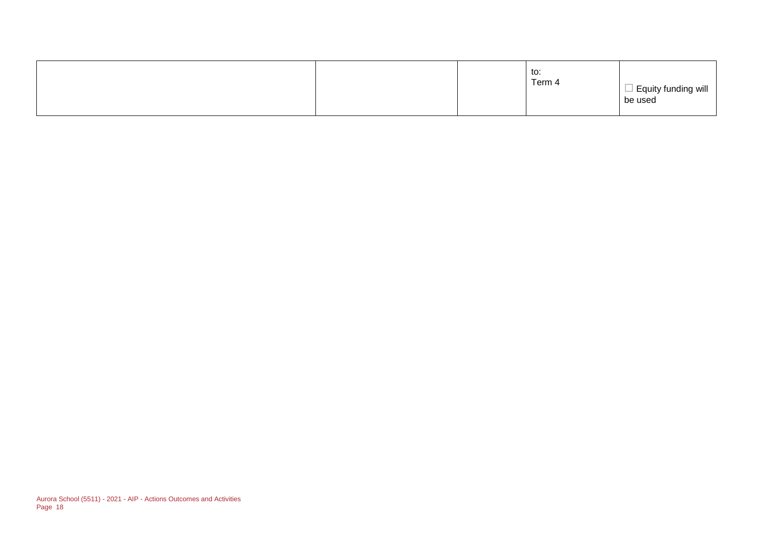|  |  |  | to:<br>Term 4 | ☐ Equity funding will be used |
|---|---|---|---|---|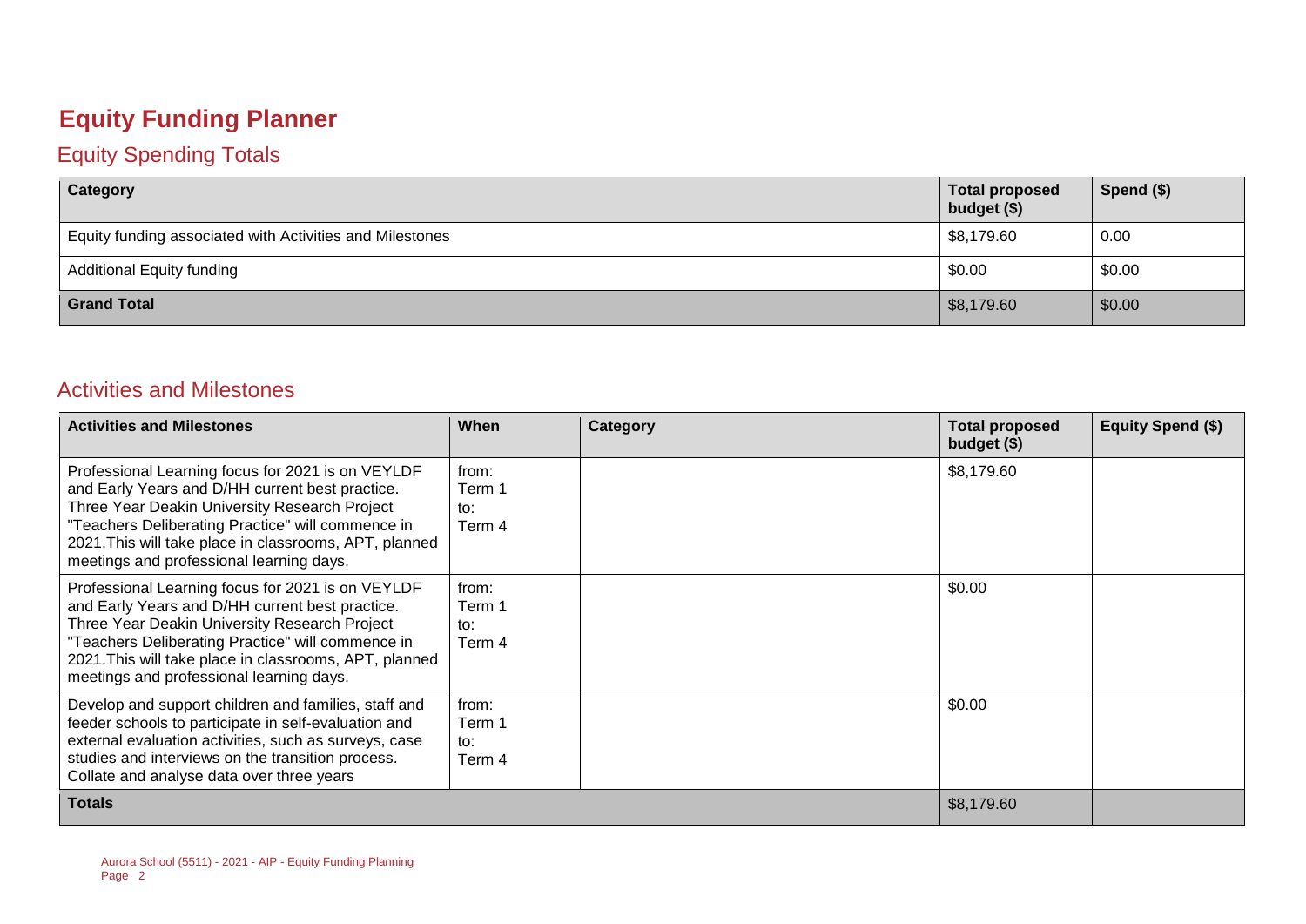# Equity Funding Planner

## Equity Spending Totals

| Category | Total proposed budget ($) | Spend ($) |
|---|---|---|
| Equity funding associated with Activities and Milestones | $8,179.60 | 0.00 |
| Additional Equity funding | $0.00 | $0.00 |
| **Grand Total** | $8,179.60 | $0.00 |

## Activities and Milestones

| Activities and Milestones | When | Category | Total proposed budget ($) | Equity Spend ($) |
|---|---|---|---|---|
| Professional Learning focus for 2021 is on VEYLDF and Early Years and D/HH current best practice. Three Year Deakin University Research Project "Teachers Deliberating Practice" will commence in 2021.This will take place in classrooms, APT, planned meetings and professional learning days. | from: Term 1 to: Term 4 | | $8,179.60 | |
| Professional Learning focus for 2021 is on VEYLDF and Early Years and D/HH current best practice. Three Year Deakin University Research Project "Teachers Deliberating Practice" will commence in 2021.This will take place in classrooms, APT, planned meetings and professional learning days. | from: Term 1 to: Term 4 | | $0.00 | |
| Develop and support children and families, staff and feeder schools to participate in self-evaluation and external evaluation activities, such as surveys, case studies and interviews on the transition process. Collate and analyse data over three years | from: Term 1 to: Term 4 | | $0.00 | |
| **Totals** | | | $8,179.60 | |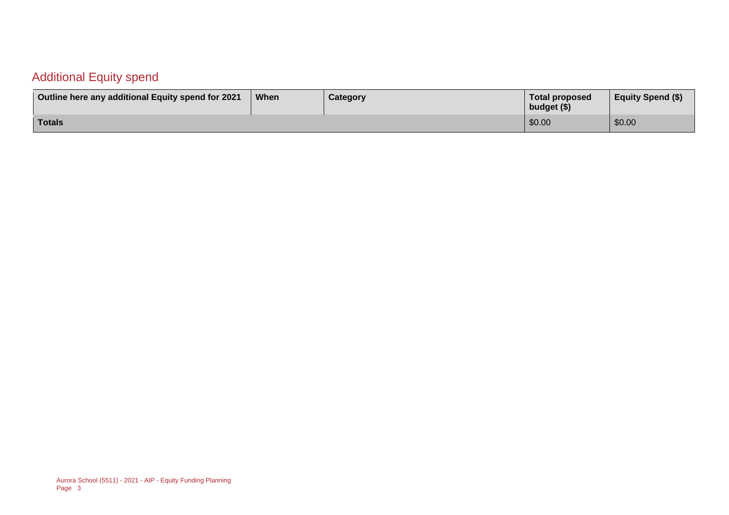## Additional Equity spend

| Outline here any additional Equity spend for 2021 | When | Category | Total proposed budget ($) | Equity Spend ($) |
|---|---|---|---|---|
| **Totals** | | | $0.00 | $0.00 |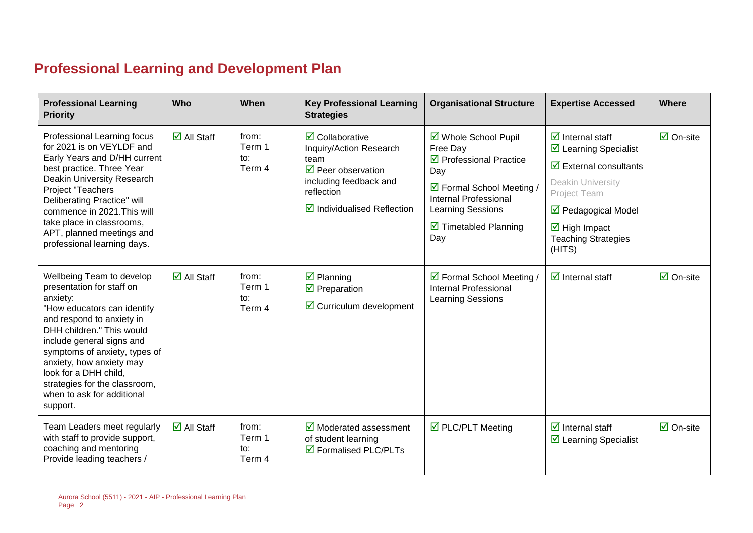## Professional Learning and Development Plan

| Professional Learning Priority | Who | When | Key Professional Learning Strategies | Organisational Structure | Expertise Accessed | Where |
|---|---|---|---|---|---|---|
| Professional Learning focus for 2021 is on VEYLDF and Early Years and D/HH current best practice. Three Year Deakin University Research Project "Teachers Deliberating Practice" will commence in 2021.This will take place in classrooms, APT, planned meetings and professional learning days. | ☑ All Staff | from: Term 1 to: Term 4 | ☑ Collaborative Inquiry/Action Research team<br>☑ Peer observation including feedback and reflection<br>☑ Individualised Reflection | ☑ Whole School Pupil Free Day<br>☑ Professional Practice Day<br>☑ Formal School Meeting / Internal Professional Learning Sessions<br>☑ Timetabled Planning Day | ☑ Internal staff<br>☑ Learning Specialist<br>☑ External consultants<br>Deakin University Project Team<br>☑ Pedagogical Model<br>☑ High Impact Teaching Strategies (HITS) | ☑ On-site |
| Wellbeing Team to develop presentation for staff on anxiety: "How educators can identify and respond to anxiety in DHH children." This would include general signs and symptoms of anxiety, types of anxiety, how anxiety may look for a DHH child, strategies for the classroom, when to ask for additional support. | ☑ All Staff | from: Term 1 to: Term 4 | ☑ Planning<br>☑ Preparation<br>☑ Curriculum development | ☑ Formal School Meeting / Internal Professional Learning Sessions | ☑ Internal staff | ☑ On-site |
| Team Leaders meet regularly with staff to provide support, coaching and mentoring Provide leading teachers / | ☑ All Staff | from: Term 1 to: Term 4 | ☑ Moderated assessment of student learning<br>☑ Formalised PLC/PLTs | ☑ PLC/PLT Meeting | ☑ Internal staff<br>☑ Learning Specialist | ☑ On-site |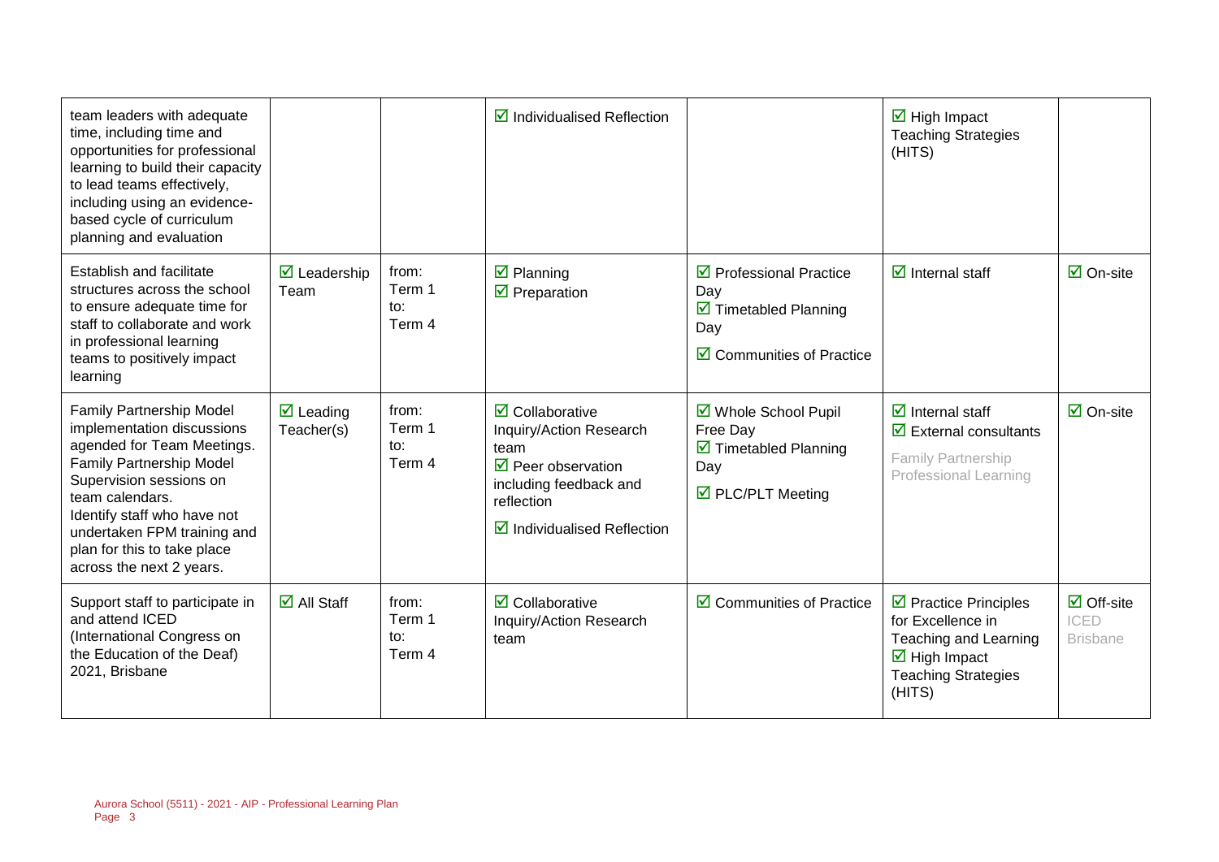| | | | | | | |
|---|---|---|---|---|---|---|
| team leaders with adequate time, including time and opportunities for professional learning to build their capacity to lead teams effectively, including using an evidence-based cycle of curriculum planning and evaluation | | | ☑ Individualised Reflection | | ☑ High Impact Teaching Strategies (HITS) | |
| Establish and facilitate structures across the school to ensure adequate time for staff to collaborate and work in professional learning teams to positively impact learning | ☑ Leadership Team | from: Term 1 to: Term 4 | ☑ Planning<br>☑ Preparation | ☑ Professional Practice Day<br>☑ Timetabled Planning Day<br>☑ Communities of Practice | ☑ Internal staff | ☑ On-site |
| Family Partnership Model implementation discussions agended for Team Meetings. Family Partnership Model Supervision sessions on team calendars.<br>Identify staff who have not undertaken FPM training and plan for this to take place across the next 2 years. | ☑ Leading Teacher(s) | from: Term 1 to: Term 4 | ☑ Collaborative Inquiry/Action Research team<br>☑ Peer observation including feedback and reflection<br>☑ Individualised Reflection | ☑ Whole School Pupil Free Day<br>☑ Timetabled Planning Day<br>☑ PLC/PLT Meeting | ☑ Internal staff<br>☑ External consultants<br>Family Partnership Professional Learning | ☑ On-site |
| Support staff to participate in and attend ICED (International Congress on the Education of the Deaf) 2021, Brisbane | ☑ All Staff | from: Term 1 to: Term 4 | ☑ Collaborative Inquiry/Action Research team | ☑ Communities of Practice | ☑ Practice Principles for Excellence in Teaching and Learning<br>☑ High Impact Teaching Strategies (HITS) | ☑ Off-site<br>ICED Brisbane |